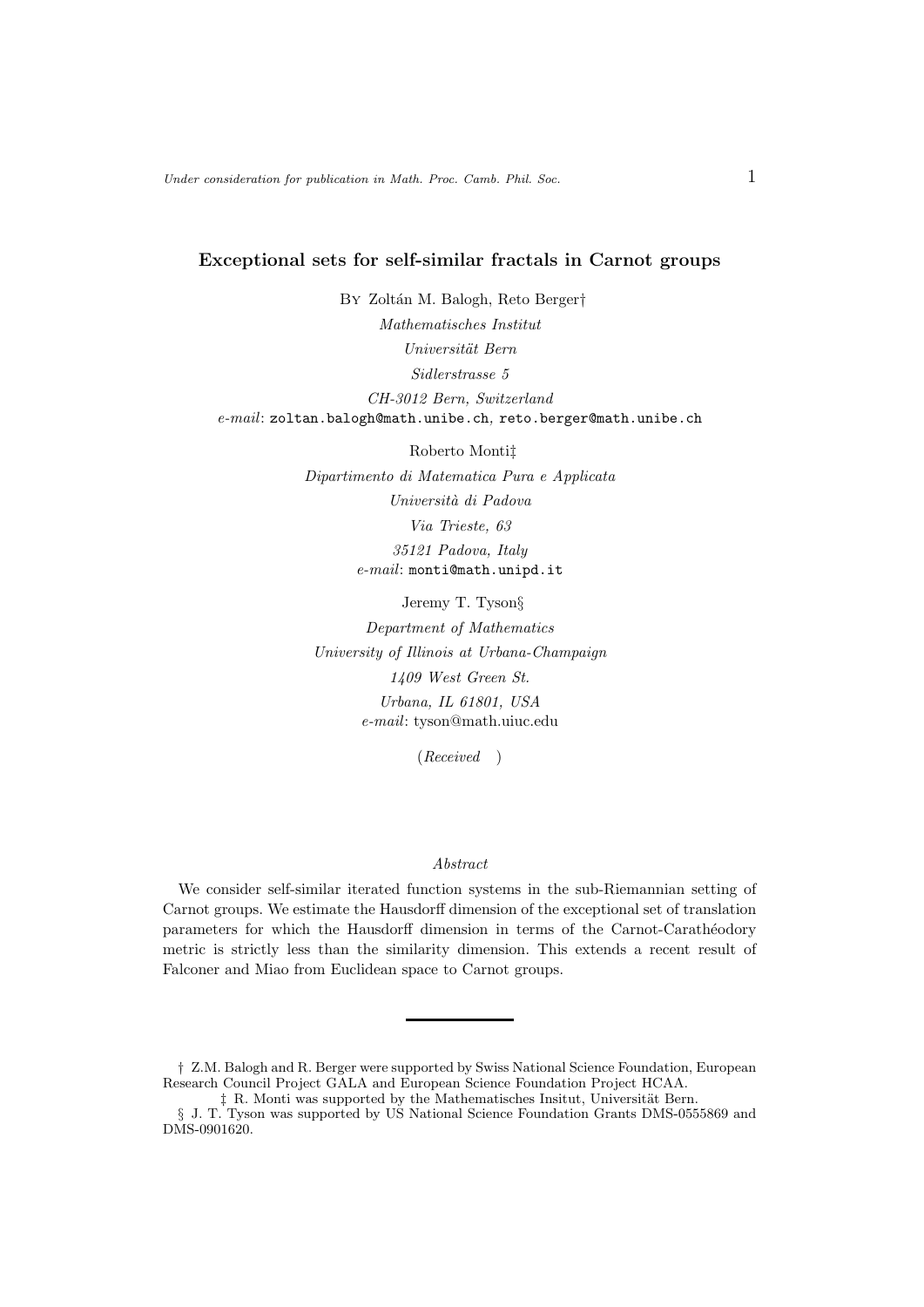# Exceptional sets for self-similar fractals in Carnot groups

BY Zoltán M. Balogh, Reto Berger†

*Mathematisches Institut*
*Universität Bern*
*Sidlerstrasse 5*
*CH-3012 Bern, Switzerland*
*e-mail*: zoltan.balogh@math.unibe.ch, reto.berger@math.unibe.ch

Roberto Monti‡

*Dipartimento di Matematica Pura e Applicata*
*Università di Padova*
*Via Trieste, 63*
*35121 Padova, Italy*
*e-mail*: monti@math.unipd.it

Jeremy T. Tyson§

*Department of Mathematics*
*University of Illinois at Urbana-Champaign*
*1409 West Green St.*
*Urbana, IL 61801, USA*
*e-mail*: tyson@math.uiuc.edu

(*Received* )

*Abstract*

We consider self-similar iterated function systems in the sub-Riemannian setting of Carnot groups. We estimate the Hausdorff dimension of the exceptional set of translation parameters for which the Hausdorff dimension in terms of the Carnot-Carathéodory metric is strictly less than the similarity dimension. This extends a recent result of Falconer and Miao from Euclidean space to Carnot groups.

---

† Z.M. Balogh and R. Berger were supported by Swiss National Science Foundation, European Research Council Project GALA and European Science Foundation Project HCAA.

‡ R. Monti was supported by the Mathematisches Insitut, Universität Bern.

§ J. T. Tyson was supported by US National Science Foundation Grants DMS-0555869 and DMS-0901620.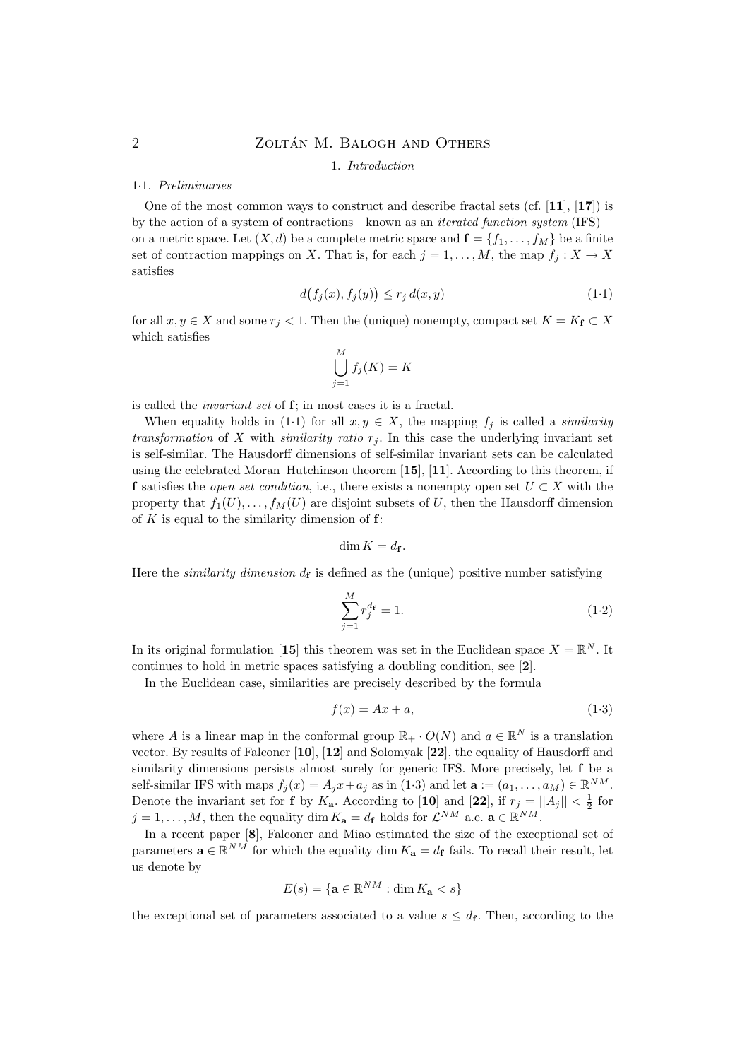## 1. *Introduction*

### 1·1. *Preliminaries*

One of the most common ways to construct and describe fractal sets (cf. [**11**], [**17**]) is by the action of a system of contractions—known as an *iterated function system* (IFS)—on a metric space. Let $(X, d)$ be a complete metric space and $\mathbf{f} = \{f_1, \ldots, f_M\}$ be a finite set of contraction mappings on $X$. That is, for each $j = 1, \ldots, M$, the map $f_j : X \to X$ satisfies

$$d\big(f_j(x), f_j(y)\big) \le r_j \, d(x, y) \tag{1·1}$$

for all $x, y \in X$ and some $r_j < 1$. Then the (unique) nonempty, compact set $K = K_{\mathbf{f}} \subset X$ which satisfies

$$\bigcup_{j=1}^{M} f_j(K) = K$$

is called the *invariant set* of $\mathbf{f}$; in most cases it is a fractal.

When equality holds in (1·1) for all $x, y \in X$, the mapping $f_j$ is called a *similarity transformation* of $X$ with *similarity ratio* $r_j$. In this case the underlying invariant set is self-similar. The Hausdorff dimensions of self-similar invariant sets can be calculated using the celebrated Moran–Hutchinson theorem [**15**], [**11**]. According to this theorem, if $\mathbf{f}$ satisfies the *open set condition*, i.e., there exists a nonempty open set $U \subset X$ with the property that $f_1(U), \ldots, f_M(U)$ are disjoint subsets of $U$, then the Hausdorff dimension of $K$ is equal to the similarity dimension of $\mathbf{f}$:

$$\dim K = d_{\mathbf{f}}.$$

Here the *similarity dimension* $d_{\mathbf{f}}$ is defined as the (unique) positive number satisfying

$$\sum_{j=1}^{M} r_j^{d_{\mathbf{f}}} = 1. \tag{1·2}$$

In its original formulation [**15**] this theorem was set in the Euclidean space $X = \mathbb{R}^N$. It continues to hold in metric spaces satisfying a doubling condition, see [**2**].

In the Euclidean case, similarities are precisely described by the formula

$$f(x) = Ax + a, \tag{1·3}$$

where $A$ is a linear map in the conformal group $\mathbb{R}_+ \cdot O(N)$ and $a \in \mathbb{R}^N$ is a translation vector. By results of Falconer [**10**], [**12**] and Solomyak [**22**], the equality of Hausdorff and similarity dimensions persists almost surely for generic IFS. More precisely, let $\mathbf{f}$ be a self-similar IFS with maps $f_j(x) = A_j x + a_j$ as in (1·3) and let $\mathbf{a} := (a_1, \ldots, a_M) \in \mathbb{R}^{NM}$. Denote the invariant set for $\mathbf{f}$ by $K_{\mathbf{a}}$. According to [**10**] and [**22**], if $r_j = ||A_j|| < \frac{1}{2}$ for $j = 1, \ldots, M$, then the equality $\dim K_{\mathbf{a}} = d_{\mathbf{f}}$ holds for $\mathcal{L}^{NM}$ a.e. $\mathbf{a} \in \mathbb{R}^{NM}$.

In a recent paper [**8**], Falconer and Miao estimated the size of the exceptional set of parameters $\mathbf{a} \in \mathbb{R}^{NM}$ for which the equality $\dim K_{\mathbf{a}} = d_{\mathbf{f}}$ fails. To recall their result, let us denote by

$$E(s) = \{\mathbf{a} \in \mathbb{R}^{NM} : \dim K_{\mathbf{a}} < s\}$$

the exceptional set of parameters associated to a value $s \le d_{\mathbf{f}}$. Then, according to the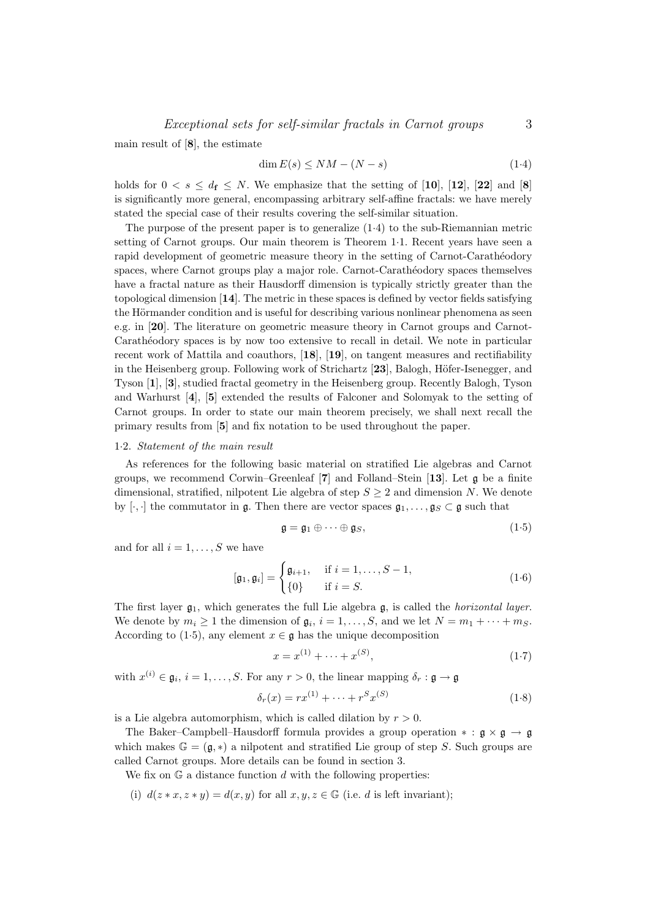main result of [**8**], the estimate

$$\dim E(s) \leq NM - (N - s) \tag{1·4}$$

holds for $0 < s \leq d_{\mathbf{f}} \leq N$. We emphasize that the setting of [**10**], [**12**], [**22**] and [**8**] is significantly more general, encompassing arbitrary self-affine fractals: we have merely stated the special case of their results covering the self-similar situation.

The purpose of the present paper is to generalize (1·4) to the sub-Riemannian metric setting of Carnot groups. Our main theorem is Theorem 1·1. Recent years have seen a rapid development of geometric measure theory in the setting of Carnot-Carathéodory spaces, where Carnot groups play a major role. Carnot-Carathéodory spaces themselves have a fractal nature as their Hausdorff dimension is typically strictly greater than the topological dimension [**14**]. The metric in these spaces is defined by vector fields satisfying the Hörmander condition and is useful for describing various nonlinear phenomena as seen e.g. in [**20**]. The literature on geometric measure theory in Carnot groups and Carnot-Carathéodory spaces is by now too extensive to recall in detail. We note in particular recent work of Mattila and coauthors, [**18**], [**19**], on tangent measures and rectifiability in the Heisenberg group. Following work of Strichartz [**23**], Balogh, Höfer-Isenegger, and Tyson [**1**], [**3**], studied fractal geometry in the Heisenberg group. Recently Balogh, Tyson and Warhurst [**4**], [**5**] extended the results of Falconer and Solomyak to the setting of Carnot groups. In order to state our main theorem precisely, we shall next recall the primary results from [**5**] and fix notation to be used throughout the paper.

### 1·2. *Statement of the main result*

As references for the following basic material on stratified Lie algebras and Carnot groups, we recommend Corwin–Greenleaf [**7**] and Folland–Stein [**13**]. Let $\mathfrak{g}$ be a finite dimensional, stratified, nilpotent Lie algebra of step $S \geq 2$ and dimension $N$. We denote by $[\cdot, \cdot]$ the commutator in $\mathfrak{g}$. Then there are vector spaces $\mathfrak{g}_1, \ldots, \mathfrak{g}_S \subset \mathfrak{g}$ such that

$$\mathfrak{g} = \mathfrak{g}_1 \oplus \cdots \oplus \mathfrak{g}_S, \tag{1·5}$$

and for all $i = 1, \ldots, S$ we have

$$[\mathfrak{g}_1, \mathfrak{g}_i] = \begin{cases} \mathfrak{g}_{i+1}, & \text{if } i = 1, \ldots, S-1, \\ \{0\} & \text{if } i = S. \end{cases} \tag{1·6}$$

The first layer $\mathfrak{g}_1$, which generates the full Lie algebra $\mathfrak{g}$, is called the *horizontal layer*. We denote by $m_i \geq 1$ the dimension of $\mathfrak{g}_i$, $i = 1, \ldots, S$, and we let $N = m_1 + \cdots + m_S$. According to (1·5), any element $x \in \mathfrak{g}$ has the unique decomposition

$$x = x^{(1)} + \cdots + x^{(S)}, \tag{1·7}$$

with $x^{(i)} \in \mathfrak{g}_i$, $i = 1, \ldots, S$. For any $r > 0$, the linear mapping $\delta_r : \mathfrak{g} \to \mathfrak{g}$

$$\delta_r(x) = rx^{(1)} + \cdots + r^S x^{(S)} \tag{1·8}$$

is a Lie algebra automorphism, which is called dilation by $r > 0$.

The Baker–Campbell–Hausdorff formula provides a group operation $* : \mathfrak{g} \times \mathfrak{g} \to \mathfrak{g}$ which makes $\mathbb{G} = (\mathfrak{g}, *)$ a nilpotent and stratified Lie group of step $S$. Such groups are called Carnot groups. More details can be found in section 3.

We fix on $\mathbb{G}$ a distance function $d$ with the following properties:

(i) $d(z * x, z * y) = d(x, y)$ for all $x, y, z \in \mathbb{G}$ (i.e. $d$ is left invariant);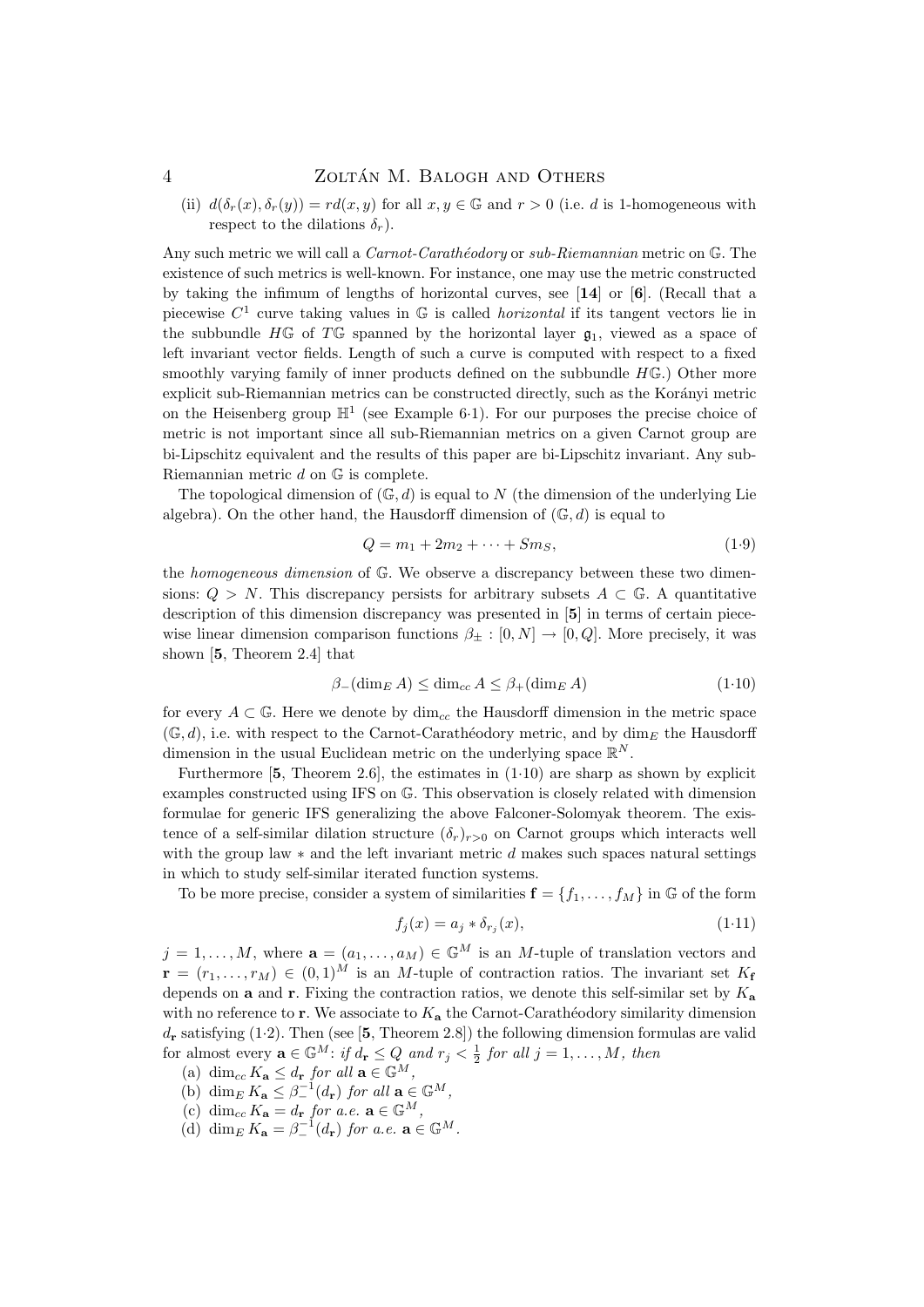(ii) $d(\delta_r(x), \delta_r(y)) = r d(x, y)$ for all $x, y \in \mathbb{G}$ and $r > 0$ (i.e. $d$ is 1-homogeneous with respect to the dilations $\delta_r$).

Any such metric we will call a *Carnot-Carathéodory* or *sub-Riemannian* metric on $\mathbb{G}$. The existence of such metrics is well-known. For instance, one may use the metric constructed by taking the infimum of lengths of horizontal curves, see [**14**] or [**6**]. (Recall that a piecewise $C^1$ curve taking values in $\mathbb{G}$ is called *horizontal* if its tangent vectors lie in the subbundle $H\mathbb{G}$ of $T\mathbb{G}$ spanned by the horizontal layer $\mathfrak{g}_1$, viewed as a space of left invariant vector fields. Length of such a curve is computed with respect to a fixed smoothly varying family of inner products defined on the subbundle $H\mathbb{G}$.) Other more explicit sub-Riemannian metrics can be constructed directly, such as the Korányi metric on the Heisenberg group $\mathbb{H}^1$ (see Example 6·1). For our purposes the precise choice of metric is not important since all sub-Riemannian metrics on a given Carnot group are bi-Lipschitz equivalent and the results of this paper are bi-Lipschitz invariant. Any sub-Riemannian metric $d$ on $\mathbb{G}$ is complete.

The topological dimension of $(\mathbb{G}, d)$ is equal to $N$ (the dimension of the underlying Lie algebra). On the other hand, the Hausdorff dimension of $(\mathbb{G}, d)$ is equal to

$$Q = m_1 + 2m_2 + \cdots + S m_S, \tag{1·9}$$

the *homogeneous dimension* of $\mathbb{G}$. We observe a discrepancy between these two dimensions: $Q > N$. This discrepancy persists for arbitrary subsets $A \subset \mathbb{G}$. A quantitative description of this dimension discrepancy was presented in [**5**] in terms of certain piecewise linear dimension comparison functions $\beta_\pm : [0, N] \to [0, Q]$. More precisely, it was shown [**5**, Theorem 2.4] that

$$\beta_-(\dim_E A) \le \dim_{cc} A \le \beta_+(\dim_E A) \tag{1·10}$$

for every $A \subset \mathbb{G}$. Here we denote by $\dim_{cc}$ the Hausdorff dimension in the metric space $(\mathbb{G}, d)$, i.e. with respect to the Carnot-Carathéodory metric, and by $\dim_E$ the Hausdorff dimension in the usual Euclidean metric on the underlying space $\mathbb{R}^N$.

Furthermore [**5**, Theorem 2.6], the estimates in (1·10) are sharp as shown by explicit examples constructed using IFS on $\mathbb{G}$. This observation is closely related with dimension formulae for generic IFS generalizing the above Falconer-Solomyak theorem. The existence of a self-similar dilation structure $(\delta_r)_{r>0}$ on Carnot groups which interacts well with the group law $*$ and the left invariant metric $d$ makes such spaces natural settings in which to study self-similar iterated function systems.

To be more precise, consider a system of similarities $\mathbf{f} = \{f_1, \ldots, f_M\}$ in $\mathbb{G}$ of the form

$$f_j(x) = a_j * \delta_{r_j}(x), \tag{1·11}$$

$j = 1, \ldots, M$, where $\mathbf{a} = (a_1, \ldots, a_M) \in \mathbb{G}^M$ is an $M$-tuple of translation vectors and $\mathbf{r} = (r_1, \ldots, r_M) \in (0,1)^M$ is an $M$-tuple of contraction ratios. The invariant set $K_{\mathbf{f}}$ depends on $\mathbf{a}$ and $\mathbf{r}$. Fixing the contraction ratios, we denote this self-similar set by $K_{\mathbf{a}}$ with no reference to $\mathbf{r}$. We associate to $K_{\mathbf{a}}$ the Carnot-Carathéodory similarity dimension $d_{\mathbf{r}}$ satisfying (1·2). Then (see [**5**, Theorem 2.8]) the following dimension formulas are valid for almost every $\mathbf{a} \in \mathbb{G}^M$: *if $d_{\mathbf{r}} \le Q$ and $r_j < \frac{1}{2}$ for all $j = 1, \ldots, M$, then*

(a) $\dim_{cc} K_{\mathbf{a}} \le d_{\mathbf{r}}$ *for all* $\mathbf{a} \in \mathbb{G}^M$,
(b) $\dim_E K_{\mathbf{a}} \le \beta_-^{-1}(d_{\mathbf{r}})$ *for all* $\mathbf{a} \in \mathbb{G}^M$,
(c) $\dim_{cc} K_{\mathbf{a}} = d_{\mathbf{r}}$ *for a.e.* $\mathbf{a} \in \mathbb{G}^M$,
(d) $\dim_E K_{\mathbf{a}} = \beta_-^{-1}(d_{\mathbf{r}})$ *for a.e.* $\mathbf{a} \in \mathbb{G}^M$.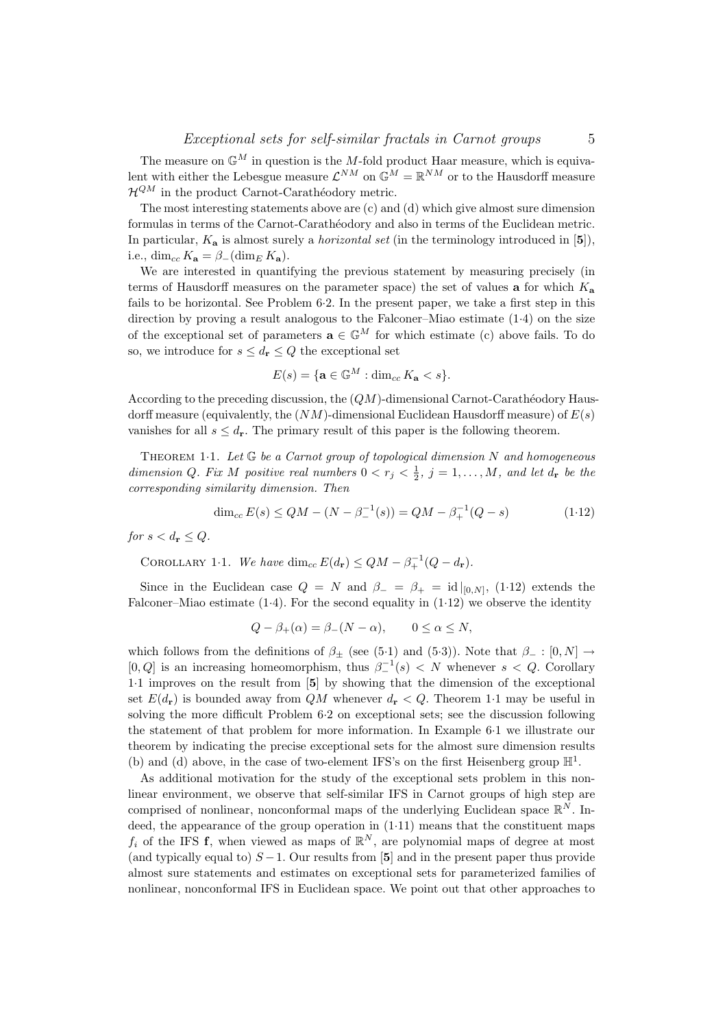The measure on $\mathbb{G}^M$ in question is the $M$-fold product Haar measure, which is equivalent with either the Lebesgue measure $\mathcal{L}^{NM}$ on $\mathbb{G}^M = \mathbb{R}^{NM}$ or to the Hausdorff measure $\mathcal{H}^{QM}$ in the product Carnot-Carathéodory metric.

The most interesting statements above are (c) and (d) which give almost sure dimension formulas in terms of the Carnot-Carathéodory and also in terms of the Euclidean metric. In particular, $K_{\mathbf{a}}$ is almost surely a *horizontal set* (in the terminology introduced in [**5**]), i.e., $\dim_{cc} K_{\mathbf{a}} = \beta_-(\dim_E K_{\mathbf{a}})$.

We are interested in quantifying the previous statement by measuring precisely (in terms of Hausdorff measures on the parameter space) the set of values $\mathbf{a}$ for which $K_{\mathbf{a}}$ fails to be horizontal. See Problem 6·2. In the present paper, we take a first step in this direction by proving a result analogous to the Falconer–Miao estimate (1·4) on the size of the exceptional set of parameters $\mathbf{a} \in \mathbb{G}^M$ for which estimate (c) above fails. To do so, we introduce for $s \le d_{\mathbf{r}} \le Q$ the exceptional set

$$E(s) = \{\mathbf{a} \in \mathbb{G}^M : \dim_{cc} K_{\mathbf{a}} < s\}.$$

According to the preceding discussion, the $(QM)$-dimensional Carnot-Carathéodory Hausdorff measure (equivalently, the $(NM)$-dimensional Euclidean Hausdorff measure) of $E(s)$ vanishes for all $s \le d_{\mathbf{r}}$. The primary result of this paper is the following theorem.

THEOREM 1·1. *Let $\mathbb{G}$ be a Carnot group of topological dimension $N$ and homogeneous dimension $Q$. Fix $M$ positive real numbers $0 < r_j < \frac{1}{2}$, $j = 1, \ldots, M$, and let $d_{\mathbf{r}}$ be the corresponding similarity dimension. Then*

$$\dim_{cc} E(s) \le QM - (N - \beta_-^{-1}(s)) = QM - \beta_+^{-1}(Q - s) \qquad (1·12)$$

*for $s < d_{\mathbf{r}} \le Q$.*

COROLLARY 1·1. *We have $\dim_{cc} E(d_{\mathbf{r}}) \le QM - \beta_+^{-1}(Q - d_{\mathbf{r}})$.*

Since in the Euclidean case $Q = N$ and $\beta_- = \beta_+ = \mathrm{id}\,|_{[0,N]}$, (1·12) extends the Falconer–Miao estimate (1·4). For the second equality in (1·12) we observe the identity

$$Q - \beta_+(\alpha) = \beta_-(N - \alpha), \qquad 0 \le \alpha \le N,$$

which follows from the definitions of $\beta_\pm$ (see (5·1) and (5·3)). Note that $\beta_- : [0, N] \to [0, Q]$ is an increasing homeomorphism, thus $\beta_-^{-1}(s) < N$ whenever $s < Q$. Corollary 1·1 improves on the result from [**5**] by showing that the dimension of the exceptional set $E(d_{\mathbf{r}})$ is bounded away from $QM$ whenever $d_{\mathbf{r}} < Q$. Theorem 1·1 may be useful in solving the more difficult Problem 6·2 on exceptional sets; see the discussion following the statement of that problem for more information. In Example 6·1 we illustrate our theorem by indicating the precise exceptional sets for the almost sure dimension results (b) and (d) above, in the case of two-element IFS's on the first Heisenberg group $\mathbb{H}^1$.

As additional motivation for the study of the exceptional sets problem in this nonlinear environment, we observe that self-similar IFS in Carnot groups of high step are comprised of nonlinear, nonconformal maps of the underlying Euclidean space $\mathbb{R}^N$. Indeed, the appearance of the group operation in (1·11) means that the constituent maps $f_i$ of the IFS $\mathbf{f}$, when viewed as maps of $\mathbb{R}^N$, are polynomial maps of degree at most (and typically equal to) $S - 1$. Our results from [**5**] and in the present paper thus provide almost sure statements and estimates on exceptional sets for parameterized families of nonlinear, nonconformal IFS in Euclidean space. We point out that other approaches to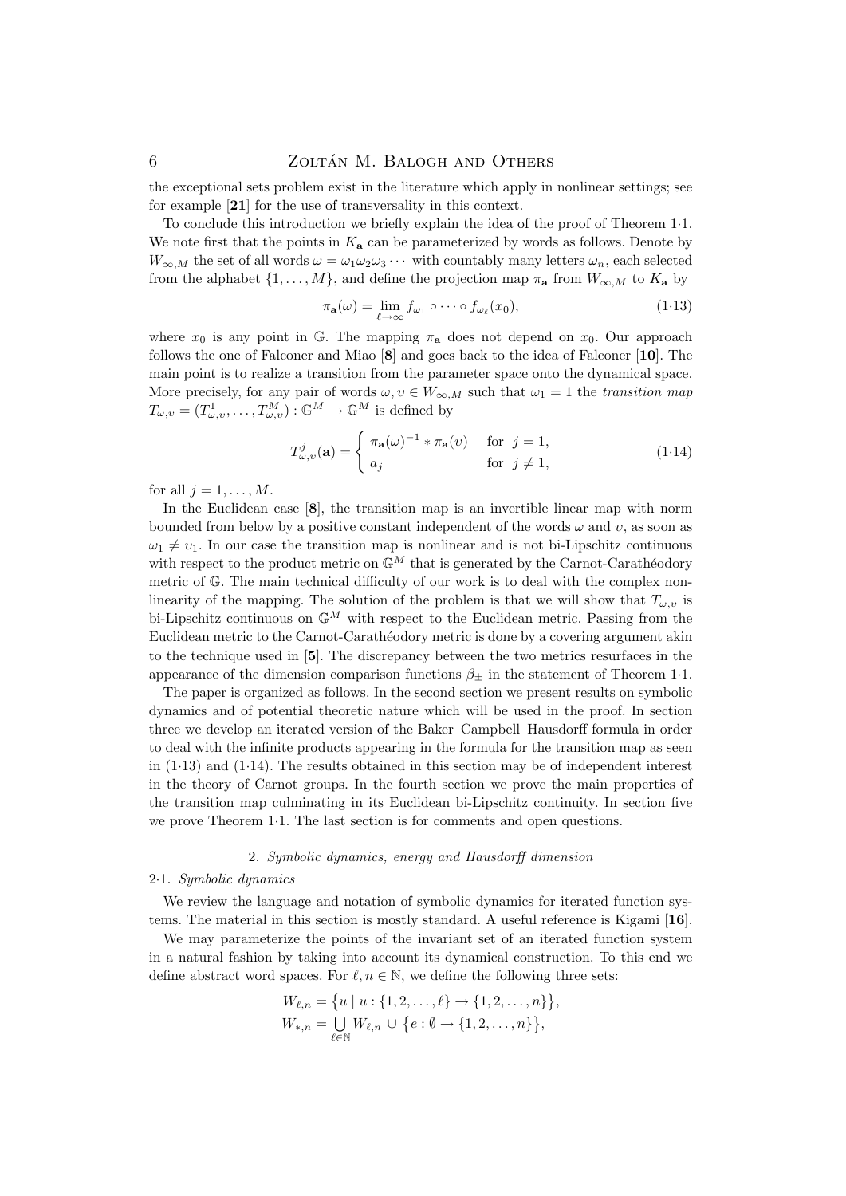the exceptional sets problem exist in the literature which apply in nonlinear settings; see for example [**21**] for the use of transversality in this context.

To conclude this introduction we briefly explain the idea of the proof of Theorem 1·1. We note first that the points in $K_{\mathbf{a}}$ can be parameterized by words as follows. Denote by $W_{\infty,M}$ the set of all words $\omega = \omega_1\omega_2\omega_3\cdots$ with countably many letters $\omega_n$, each selected from the alphabet $\{1,\dots,M\}$, and define the projection map $\pi_{\mathbf{a}}$ from $W_{\infty,M}$ to $K_{\mathbf{a}}$ by

$$\pi_{\mathbf{a}}(\omega) = \lim_{\ell\to\infty} f_{\omega_1} \circ \cdots \circ f_{\omega_\ell}(x_0), \tag{1·13}$$

where $x_0$ is any point in $\mathbb{G}$. The mapping $\pi_{\mathbf{a}}$ does not depend on $x_0$. Our approach follows the one of Falconer and Miao [**8**] and goes back to the idea of Falconer [**10**]. The main point is to realize a transition from the parameter space onto the dynamical space. More precisely, for any pair of words $\omega, \upsilon \in W_{\infty,M}$ such that $\omega_1 = 1$ the *transition map* $T_{\omega,\upsilon} = (T^1_{\omega,\upsilon},\dots,T^M_{\omega,\upsilon}) : \mathbb{G}^M \to \mathbb{G}^M$ is defined by

$$T^j_{\omega,\upsilon}(\mathbf{a}) = \begin{cases} \pi_{\mathbf{a}}(\omega)^{-1} * \pi_{\mathbf{a}}(\upsilon) & \text{for } j = 1, \\ a_j & \text{for } j \neq 1, \end{cases} \tag{1·14}$$

for all $j = 1,\dots,M$.

In the Euclidean case [**8**], the transition map is an invertible linear map with norm bounded from below by a positive constant independent of the words $\omega$ and $\upsilon$, as soon as $\omega_1 \neq \upsilon_1$. In our case the transition map is nonlinear and is not bi-Lipschitz continuous with respect to the product metric on $\mathbb{G}^M$ that is generated by the Carnot-Carathéodory metric of $\mathbb{G}$. The main technical difficulty of our work is to deal with the complex nonlinearity of the mapping. The solution of the problem is that we will show that $T_{\omega,\upsilon}$ is bi-Lipschitz continuous on $\mathbb{G}^M$ with respect to the Euclidean metric. Passing from the Euclidean metric to the Carnot-Carathéodory metric is done by a covering argument akin to the technique used in [**5**]. The discrepancy between the two metrics resurfaces in the appearance of the dimension comparison functions $\beta_\pm$ in the statement of Theorem 1·1.

The paper is organized as follows. In the second section we present results on symbolic dynamics and of potential theoretic nature which will be used in the proof. In section three we develop an iterated version of the Baker–Campbell–Hausdorff formula in order to deal with the infinite products appearing in the formula for the transition map as seen in (1·13) and (1·14). The results obtained in this section may be of independent interest in the theory of Carnot groups. In the fourth section we prove the main properties of the transition map culminating in its Euclidean bi-Lipschitz continuity. In section five we prove Theorem 1·1. The last section is for comments and open questions.

## 2. *Symbolic dynamics, energy and Hausdorff dimension*

### 2·1. *Symbolic dynamics*

We review the language and notation of symbolic dynamics for iterated function systems. The material in this section is mostly standard. A useful reference is Kigami [**16**].

We may parameterize the points of the invariant set of an iterated function system in a natural fashion by taking into account its dynamical construction. To this end we define abstract word spaces. For $\ell, n \in \mathbb{N}$, we define the following three sets:

$$W_{\ell,n} = \{u \mid u : \{1,2,\dots,\ell\} \to \{1,2,\dots,n\}\},$$
$$W_{*,n} = \bigcup_{\ell\in\mathbb{N}} W_{\ell,n} \cup \{e : \emptyset \to \{1,2,\dots,n\}\},$$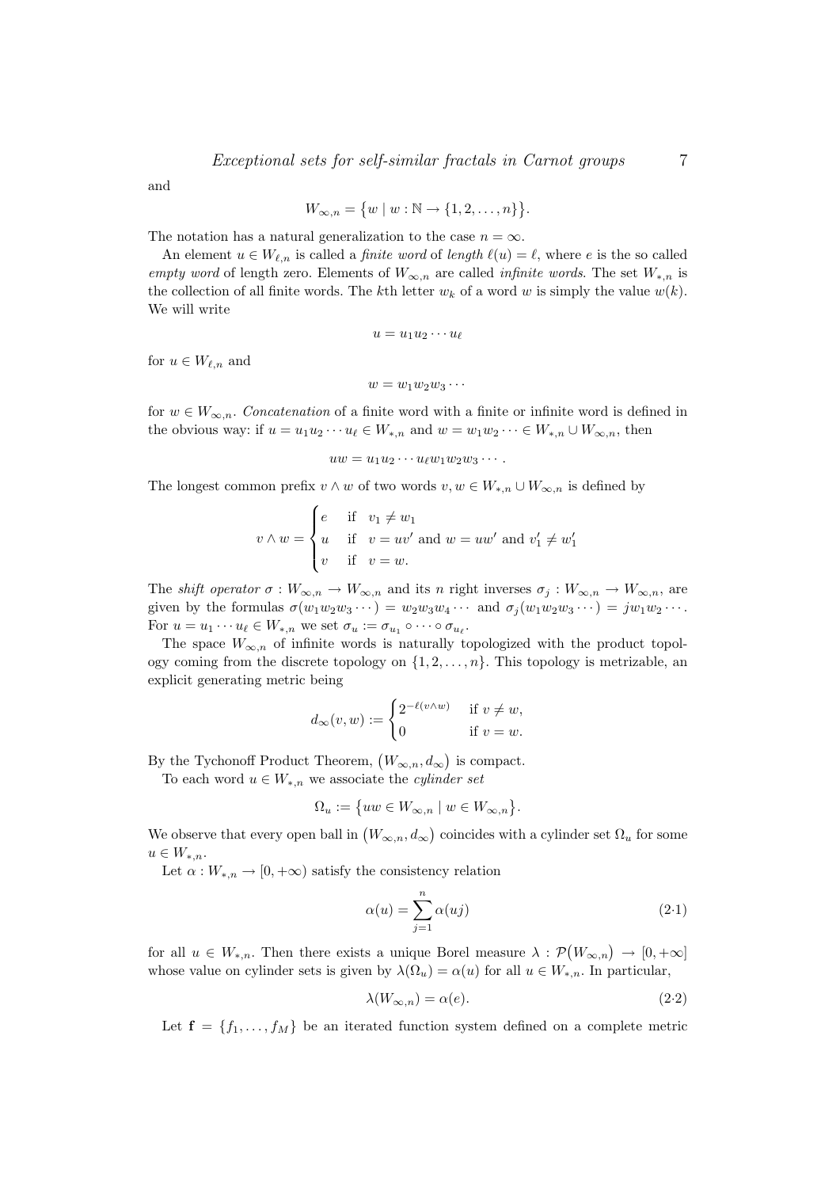and

$$W_{\infty,n} = \{w \mid w : \mathbb{N} \to \{1, 2, \ldots, n\}\}.$$

The notation has a natural generalization to the case $n = \infty$.

An element $u \in W_{\ell,n}$ is called a *finite word* of *length* $\ell(u) = \ell$, where $e$ is the so called *empty word* of length zero. Elements of $W_{\infty,n}$ are called *infinite words*. The set $W_{*,n}$ is the collection of all finite words. The $k$th letter $w_k$ of a word $w$ is simply the value $w(k)$. We will write

$$u = u_1 u_2 \cdots u_\ell$$

for $u \in W_{\ell,n}$ and

$$w = w_1 w_2 w_3 \cdots$$

for $w \in W_{\infty,n}$. *Concatenation* of a finite word with a finite or infinite word is defined in the obvious way: if $u = u_1 u_2 \cdots u_\ell \in W_{*,n}$ and $w = w_1 w_2 \cdots \in W_{*,n} \cup W_{\infty,n}$, then

$$uw = u_1 u_2 \cdots u_\ell w_1 w_2 w_3 \cdots .$$

The longest common prefix $v \wedge w$ of two words $v, w \in W_{*,n} \cup W_{\infty,n}$ is defined by

$$v \wedge w = \begin{cases} e & \text{if } \ v_1 \neq w_1 \\ u & \text{if } \ v = uv' \text{ and } w = uw' \text{ and } v'_1 \neq w'_1 \\ v & \text{if } \ v = w. \end{cases}$$

The *shift operator* $\sigma : W_{\infty,n} \to W_{\infty,n}$ and its $n$ right inverses $\sigma_j : W_{\infty,n} \to W_{\infty,n}$, are given by the formulas $\sigma(w_1 w_2 w_3 \cdots) = w_2 w_3 w_4 \cdots$ and $\sigma_j(w_1 w_2 w_3 \cdots) = j w_1 w_2 \cdots$. For $u = u_1 \cdots u_\ell \in W_{*,n}$ we set $\sigma_u := \sigma_{u_1} \circ \cdots \circ \sigma_{u_\ell}$.

The space $W_{\infty,n}$ of infinite words is naturally topologized with the product topology coming from the discrete topology on $\{1, 2, \ldots, n\}$. This topology is metrizable, an explicit generating metric being

$$d_\infty(v, w) := \begin{cases} 2^{-\ell(v \wedge w)} & \text{if } v \neq w, \\ 0 & \text{if } v = w. \end{cases}$$

By the Tychonoff Product Theorem, $(W_{\infty,n}, d_\infty)$ is compact.

To each word $u \in W_{*,n}$ we associate the *cylinder set*

$$\Omega_u := \{uw \in W_{\infty,n} \mid w \in W_{\infty,n}\}.$$

We observe that every open ball in $(W_{\infty,n}, d_\infty)$ coincides with a cylinder set $\Omega_u$ for some $u \in W_{*,n}$.

Let $\alpha : W_{*,n} \to [0, +\infty)$ satisfy the consistency relation

$$\alpha(u) = \sum_{j=1}^{n} \alpha(uj) \tag{2·1}$$

for all $u \in W_{*,n}$. Then there exists a unique Borel measure $\lambda : \mathcal{P}(W_{\infty,n}) \to [0, +\infty]$ whose value on cylinder sets is given by $\lambda(\Omega_u) = \alpha(u)$ for all $u \in W_{*,n}$. In particular,

$$\lambda(W_{\infty,n}) = \alpha(e). \tag{2·2}$$

Let $\mathbf{f} = \{f_1, \ldots, f_M\}$ be an iterated function system defined on a complete metric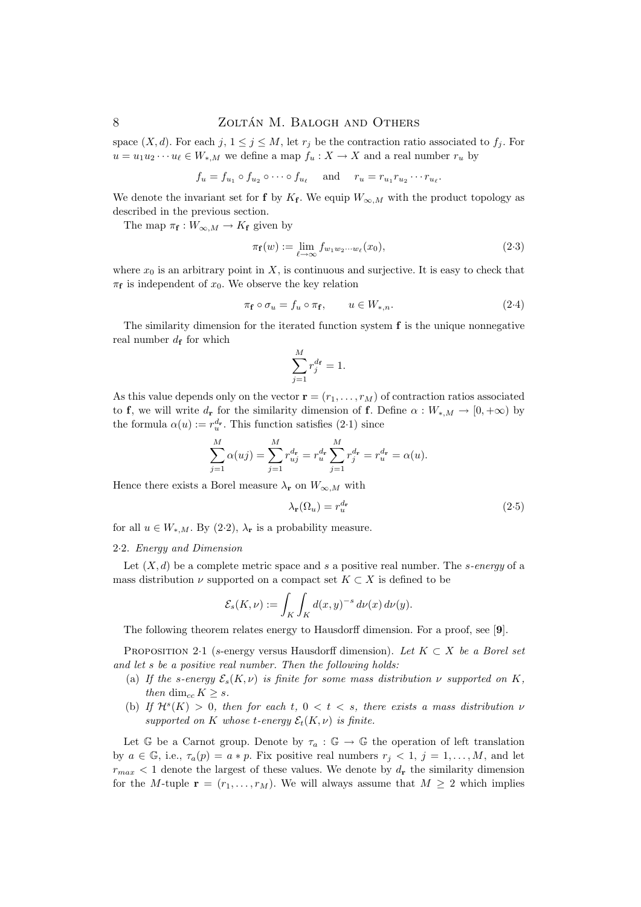space $(X, d)$. For each $j$, $1 \leq j \leq M$, let $r_j$ be the contraction ratio associated to $f_j$. For $u = u_1 u_2 \cdots u_\ell \in W_{*,M}$ we define a map $f_u : X \to X$ and a real number $r_u$ by

$$f_u = f_{u_1} \circ f_{u_2} \circ \cdots \circ f_{u_\ell} \quad \text{and} \quad r_u = r_{u_1} r_{u_2} \cdots r_{u_\ell}.$$

We denote the invariant set for $\mathbf{f}$ by $K_\mathbf{f}$. We equip $W_{\infty,M}$ with the product topology as described in the previous section.

The map $\pi_\mathbf{f} : W_{\infty,M} \to K_\mathbf{f}$ given by

$$\pi_\mathbf{f}(w) := \lim_{\ell \to \infty} f_{w_1 w_2 \cdots w_\ell}(x_0), \tag{2·3}$$

where $x_0$ is an arbitrary point in $X$, is continuous and surjective. It is easy to check that $\pi_\mathbf{f}$ is independent of $x_0$. We observe the key relation

$$\pi_\mathbf{f} \circ \sigma_u = f_u \circ \pi_\mathbf{f}, \qquad u \in W_{*,n}. \tag{2·4}$$

The similarity dimension for the iterated function system $\mathbf{f}$ is the unique nonnegative real number $d_\mathbf{f}$ for which

$$\sum_{j=1}^{M} r_j^{d_\mathbf{f}} = 1.$$

As this value depends only on the vector $\mathbf{r} = (r_1, \ldots, r_M)$ of contraction ratios associated to $\mathbf{f}$, we will write $d_\mathbf{r}$ for the similarity dimension of $\mathbf{f}$. Define $\alpha : W_{*,M} \to [0, +\infty)$ by the formula $\alpha(u) := r_u^{d_\mathbf{r}}$. This function satisfies (2·1) since

$$\sum_{j=1}^{M} \alpha(uj) = \sum_{j=1}^{M} r_{uj}^{d_\mathbf{r}} = r_u^{d_\mathbf{r}} \sum_{j=1}^{M} r_j^{d_\mathbf{r}} = r_u^{d_\mathbf{r}} = \alpha(u).$$

Hence there exists a Borel measure $\lambda_\mathbf{r}$ on $W_{\infty,M}$ with

$$\lambda_\mathbf{r}(\Omega_u) = r_u^{d_\mathbf{r}} \tag{2·5}$$

for all $u \in W_{*,M}$. By (2·2), $\lambda_\mathbf{r}$ is a probability measure.

### 2·2. *Energy and Dimension*

Let $(X, d)$ be a complete metric space and $s$ a positive real number. The *s-energy* of a mass distribution $\nu$ supported on a compact set $K \subset X$ is defined to be

$$\mathcal{E}_s(K, \nu) := \int_K \int_K d(x, y)^{-s} \, d\nu(x) \, d\nu(y).$$

The following theorem relates energy to Hausdorff dimension. For a proof, see [**9**].

Proposition 2·1 (*s*-energy versus Hausdorff dimension). *Let $K \subset X$ be a Borel set and let $s$ be a positive real number. Then the following holds:*

(a) *If the s-energy $\mathcal{E}_s(K, \nu)$ is finite for some mass distribution $\nu$ supported on $K$, then $\dim_{cc} K \geq s$.*

(b) *If $\mathcal{H}^s(K) > 0$, then for each $t$, $0 < t < s$, there exists a mass distribution $\nu$ supported on $K$ whose t-energy $\mathcal{E}_t(K, \nu)$ is finite.*

Let $\mathbb{G}$ be a Carnot group. Denote by $\tau_a : \mathbb{G} \to \mathbb{G}$ the operation of left translation by $a \in \mathbb{G}$, i.e., $\tau_a(p) = a * p$. Fix positive real numbers $r_j < 1$, $j = 1, \ldots, M$, and let $r_{max} < 1$ denote the largest of these values. We denote by $d_\mathbf{r}$ the similarity dimension for the $M$-tuple $\mathbf{r} = (r_1, \ldots, r_M)$. We will always assume that $M \geq 2$ which implies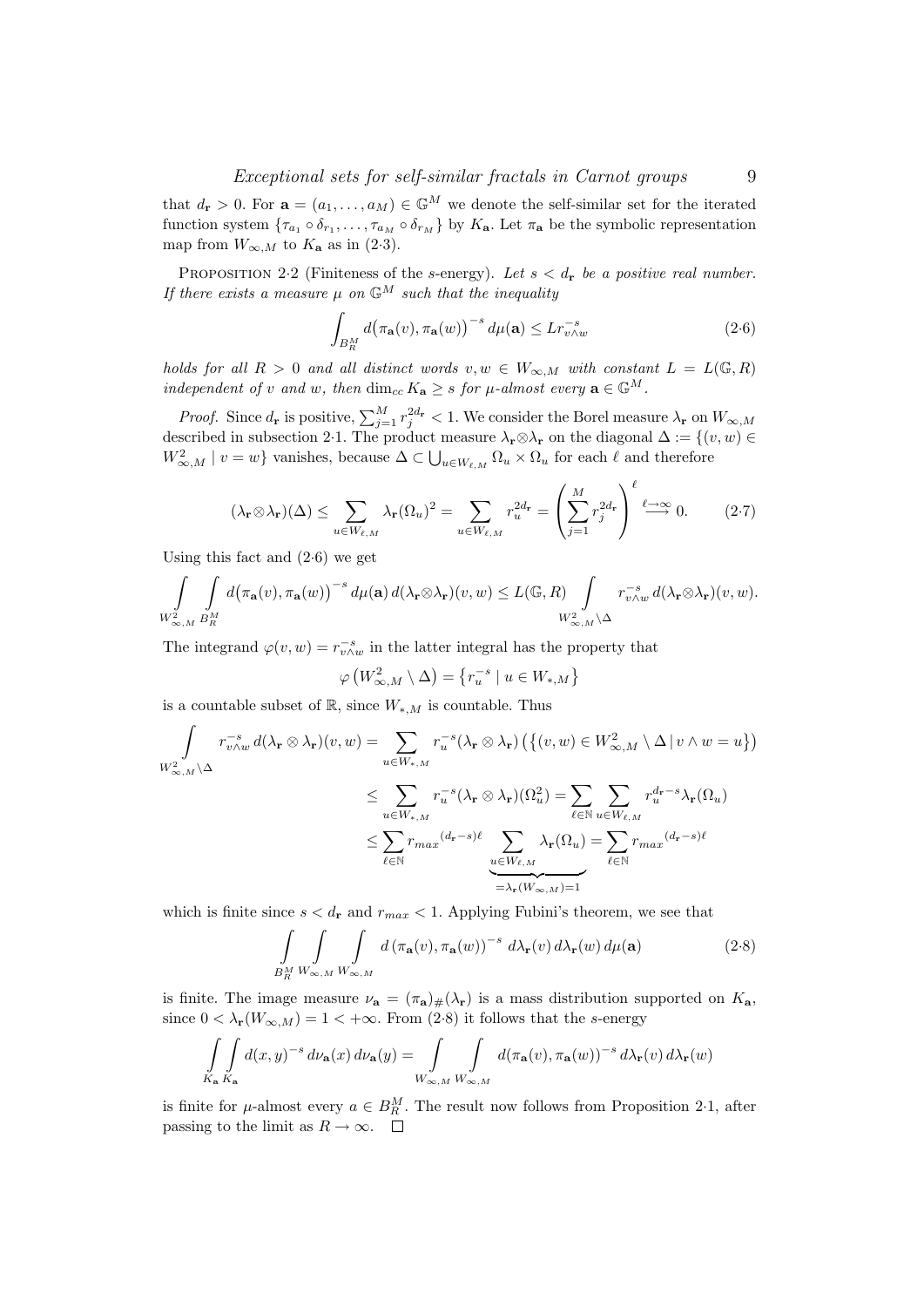that $d_{\mathbf{r}} > 0$. For $\mathbf{a} = (a_1, \dots, a_M) \in \mathbb{G}^M$ we denote the self-similar set for the iterated function system $\{\tau_{a_1} \circ \delta_{r_1}, \dots, \tau_{a_M} \circ \delta_{r_M}\}$ by $K_{\mathbf{a}}$. Let $\pi_{\mathbf{a}}$ be the symbolic representation map from $W_{\infty,M}$ to $K_{\mathbf{a}}$ as in (2·3).

PROPOSITION 2·2 (Finiteness of the $s$-energy). *Let $s < d_{\mathbf{r}}$ be a positive real number. If there exists a measure $\mu$ on $\mathbb{G}^M$ such that the inequality*

$$\int_{B_R^M} d\big(\pi_{\mathbf{a}}(v), \pi_{\mathbf{a}}(w)\big)^{-s} \, d\mu(\mathbf{a}) \le L r_{v\wedge w}^{-s} \tag{2·6}$$

*holds for all $R > 0$ and all distinct words $v, w \in W_{\infty,M}$ with constant $L = L(\mathbb{G}, R)$ independent of $v$ and $w$, then $\dim_{cc} K_{\mathbf{a}} \ge s$ for $\mu$-almost every $\mathbf{a} \in \mathbb{G}^M$.*

*Proof.* Since $d_{\mathbf{r}}$ is positive, $\sum_{j=1}^M r_j^{2d_{\mathbf{r}}} < 1$. We consider the Borel measure $\lambda_{\mathbf{r}}$ on $W_{\infty,M}$ described in subsection 2·1. The product measure $\lambda_{\mathbf{r}} \otimes \lambda_{\mathbf{r}}$ on the diagonal $\Delta := \{(v,w) \in W_{\infty,M}^2 \mid v = w\}$ vanishes, because $\Delta \subset \bigcup_{u \in W_{\ell,M}} \Omega_u \times \Omega_u$ for each $\ell$ and therefore

$$(\lambda_{\mathbf{r}} \otimes \lambda_{\mathbf{r}})(\Delta) \le \sum_{u \in W_{\ell,M}} \lambda_{\mathbf{r}}(\Omega_u)^2 = \sum_{u \in W_{\ell,M}} r_u^{2d_{\mathbf{r}}} = \left( \sum_{j=1}^M r_j^{2d_{\mathbf{r}}} \right)^{\ell} \overset{\ell \to \infty}{\longrightarrow} 0. \tag{2·7}$$

Using this fact and (2·6) we get

$$\int_{W_{\infty,M}^2} \int_{B_R^M} d\big(\pi_{\mathbf{a}}(v), \pi_{\mathbf{a}}(w)\big)^{-s} \, d\mu(\mathbf{a}) \, d(\lambda_{\mathbf{r}} \otimes \lambda_{\mathbf{r}})(v,w) \le L(\mathbb{G}, R) \int_{W_{\infty,M}^2 \setminus \Delta} r_{v\wedge w}^{-s} \, d(\lambda_{\mathbf{r}} \otimes \lambda_{\mathbf{r}})(v,w).$$

The integrand $\varphi(v,w) = r_{v\wedge w}^{-s}$ in the latter integral has the property that

$$\varphi\left(W_{\infty,M}^2 \setminus \Delta\right) = \left\{ r_u^{-s} \mid u \in W_{*,M} \right\}$$

is a countable subset of $\mathbb{R}$, since $W_{*,M}$ is countable. Thus

$$\begin{aligned}
\int_{W_{\infty,M}^2 \setminus \Delta} r_{v\wedge w}^{-s} \, d(\lambda_{\mathbf{r}} \otimes \lambda_{\mathbf{r}})(v,w) &= \sum_{u \in W_{*,M}} r_u^{-s} (\lambda_{\mathbf{r}} \otimes \lambda_{\mathbf{r}}) \left( \left\{ (v,w) \in W_{\infty,M}^2 \setminus \Delta \,|\, v \wedge w = u \right\} \right) \\
&\le \sum_{u \in W_{*,M}} r_u^{-s} (\lambda_{\mathbf{r}} \otimes \lambda_{\mathbf{r}})(\Omega_u^2) = \sum_{\ell \in \mathbb{N}} \sum_{u \in W_{\ell,M}} r_u^{d_{\mathbf{r}} - s} \lambda_{\mathbf{r}}(\Omega_u) \\
&\le \sum_{\ell \in \mathbb{N}} {r_{max}}^{(d_{\mathbf{r}} - s)\ell} \underbrace{\sum_{u \in W_{\ell,M}} \lambda_{\mathbf{r}}(\Omega_u)}_{= \lambda_{\mathbf{r}}(W_{\infty,M}) = 1} = \sum_{\ell \in \mathbb{N}} {r_{max}}^{(d_{\mathbf{r}} - s)\ell}
\end{aligned}$$

which is finite since $s < d_{\mathbf{r}}$ and $r_{max} < 1$. Applying Fubini's theorem, we see that

$$\int_{B_R^M} \int_{W_{\infty,M}} \int_{W_{\infty,M}} d\left(\pi_{\mathbf{a}}(v), \pi_{\mathbf{a}}(w)\right)^{-s} \, d\lambda_{\mathbf{r}}(v) \, d\lambda_{\mathbf{r}}(w) \, d\mu(\mathbf{a}) \tag{2·8}$$

is finite. The image measure $\nu_{\mathbf{a}} = (\pi_{\mathbf{a}})_{\#}(\lambda_{\mathbf{r}})$ is a mass distribution supported on $K_{\mathbf{a}}$, since $0 < \lambda_{\mathbf{r}}(W_{\infty,M}) = 1 < +\infty$. From (2·8) it follows that the $s$-energy

$$\int_{K_{\mathbf{a}}} \int_{K_{\mathbf{a}}} d(x,y)^{-s} \, d\nu_{\mathbf{a}}(x) \, d\nu_{\mathbf{a}}(y) = \int_{W_{\infty,M}} \int_{W_{\infty,M}} d(\pi_{\mathbf{a}}(v), \pi_{\mathbf{a}}(w))^{-s} \, d\lambda_{\mathbf{r}}(v) \, d\lambda_{\mathbf{r}}(w)$$

is finite for $\mu$-almost every $a \in B_R^M$. The result now follows from Proposition 2·1, after passing to the limit as $R \to \infty$. $\square$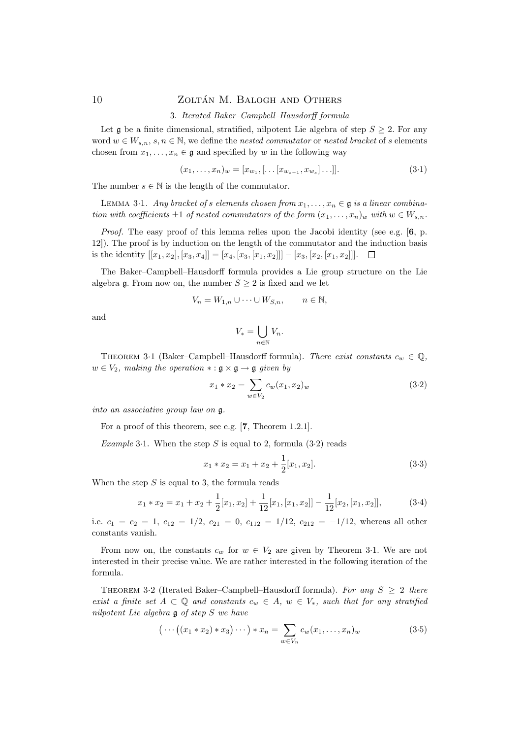## 3. *Iterated Baker–Campbell–Hausdorff formula*

Let $\mathfrak{g}$ be a finite dimensional, stratified, nilpotent Lie algebra of step $S \geq 2$. For any word $w \in W_{s,n}$, $s, n \in \mathbb{N}$, we define the *nested commutator* or *nested bracket* of $s$ elements chosen from $x_1, \ldots, x_n \in \mathfrak{g}$ and specified by $w$ in the following way

$$(x_1, \ldots, x_n)_w = [x_{w_1}, [\ldots [x_{w_{s-1}}, x_{w_s}] \ldots]]. \tag{3·1}$$

The number $s \in \mathbb{N}$ is the length of the commutator.

Lemma 3·1. *Any bracket of $s$ elements chosen from $x_1, \ldots, x_n \in \mathfrak{g}$ is a linear combination with coefficients $\pm 1$ of nested commutators of the form $(x_1, \ldots, x_n)_w$ with $w \in W_{s,n}$.*

*Proof.* The easy proof of this lemma relies upon the Jacobi identity (see e.g. [**6**, p. 12]). The proof is by induction on the length of the commutator and the induction basis is the identity $[[x_1, x_2], [x_3, x_4]] = [x_4, [x_3, [x_1, x_2]]] - [x_3, [x_2, [x_1, x_2]]]$. □

The Baker–Campbell–Hausdorff formula provides a Lie group structure on the Lie algebra $\mathfrak{g}$. From now on, the number $S \geq 2$ is fixed and we let

$$V_n = W_{1,n} \cup \cdots \cup W_{S,n}, \qquad n \in \mathbb{N},$$

and

$$V_* = \bigcup_{n \in \mathbb{N}} V_n.$$

Theorem 3·1 (Baker–Campbell–Hausdorff formula). *There exist constants $c_w \in \mathbb{Q}$, $w \in V_2$, making the operation $* : \mathfrak{g} \times \mathfrak{g} \to \mathfrak{g}$ given by*

$$x_1 * x_2 = \sum_{w \in V_2} c_w (x_1, x_2)_w \tag{3·2}$$

*into an associative group law on $\mathfrak{g}$.*

For a proof of this theorem, see e.g. [**7**, Theorem 1.2.1].

*Example* 3·1. When the step $S$ is equal to 2, formula (3·2) reads

$$x_1 * x_2 = x_1 + x_2 + \frac{1}{2}[x_1, x_2]. \tag{3·3}$$

When the step $S$ is equal to 3, the formula reads

$$x_1 * x_2 = x_1 + x_2 + \frac{1}{2}[x_1, x_2] + \frac{1}{12}[x_1, [x_1, x_2]] - \frac{1}{12}[x_2, [x_1, x_2]], \tag{3·4}$$

i.e. $c_1 = c_2 = 1$, $c_{12} = 1/2$, $c_{21} = 0$, $c_{112} = 1/12$, $c_{212} = -1/12$, whereas all other constants vanish.

From now on, the constants $c_w$ for $w \in V_2$ are given by Theorem 3·1. We are not interested in their precise value. We are rather interested in the following iteration of the formula.

Theorem 3·2 (Iterated Baker–Campbell–Hausdorff formula). *For any $S \geq 2$ there exist a finite set $A \subset \mathbb{Q}$ and constants $c_w \in A$, $w \in V_*$, such that for any stratified nilpotent Lie algebra $\mathfrak{g}$ of step $S$ we have*

$$\big( \cdots \big( (x_1 * x_2) * x_3 \big) \cdots \big) * x_n = \sum_{w \in V_n} c_w (x_1, \ldots, x_n)_w \tag{3·5}$$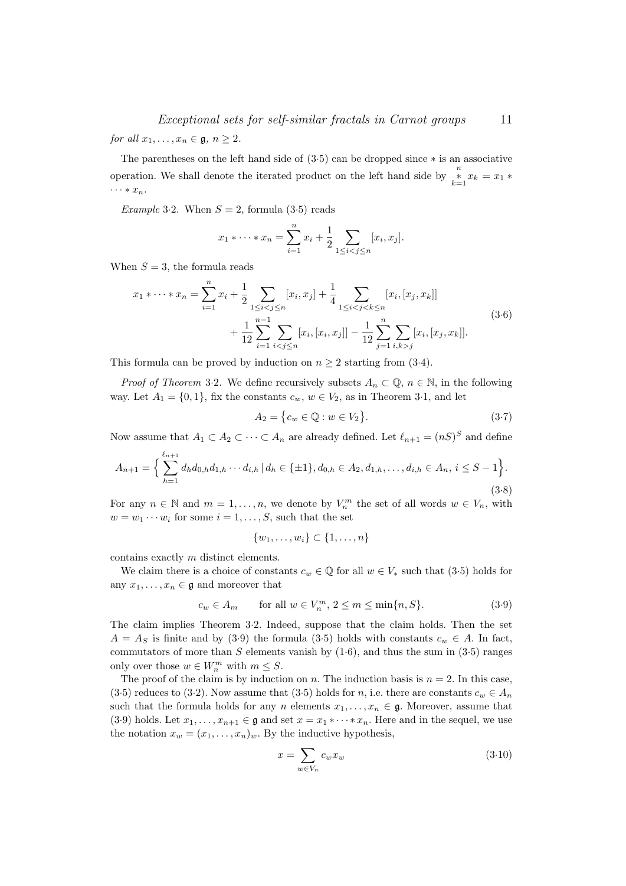*for all* $x_1, \ldots, x_n \in \mathfrak{g}$, $n \geq 2$.

The parentheses on the left hand side of (3·5) can be dropped since $*$ is an associative operation. We shall denote the iterated product on the left hand side by $\overset{n}{\underset{k=1}{*}} x_k = x_1 * \cdots * x_n$.

*Example* 3·2. When $S = 2$, formula (3·5) reads

$$x_1 * \cdots * x_n = \sum_{i=1}^{n} x_i + \frac{1}{2} \sum_{1 \leq i < j \leq n} [x_i, x_j].$$

When $S = 3$, the formula reads

$$\begin{aligned} x_1 * \cdots * x_n = \sum_{i=1}^{n} x_i + \frac{1}{2} \sum_{1 \leq i < j \leq n} [x_i, x_j] + \frac{1}{4} \sum_{1 \leq i < j < k \leq n} [x_i, [x_j, x_k]] \\ + \frac{1}{12} \sum_{i=1}^{n-1} \sum_{i < j \leq n} [x_i, [x_i, x_j]] - \frac{1}{12} \sum_{j=1}^{n} \sum_{i,k > j} [x_i, [x_j, x_k]]. \end{aligned} \tag{3·6}$$

This formula can be proved by induction on $n \geq 2$ starting from (3·4).

*Proof of Theorem* 3·2. We define recursively subsets $A_n \subset \mathbb{Q}$, $n \in \mathbb{N}$, in the following way. Let $A_1 = \{0, 1\}$, fix the constants $c_w$, $w \in V_2$, as in Theorem 3·1, and let

$$A_2 = \{c_w \in \mathbb{Q} : w \in V_2\}. \tag{3·7}$$

Now assume that $A_1 \subset A_2 \subset \cdots \subset A_n$ are already defined. Let $\ell_{n+1} = (nS)^S$ and define

$$A_{n+1} = \Big\{ \sum_{h=1}^{\ell_{n+1}} d_h d_{0,h} d_{1,h} \cdots d_{i,h} \,|\, d_h \in \{\pm 1\}, d_{0,h} \in A_2, d_{1,h}, \ldots, d_{i,h} \in A_n,\ i \leq S-1 \Big\}. \tag{3·8}$$

For any $n \in \mathbb{N}$ and $m = 1, \ldots, n$, we denote by $V_n^m$ the set of all words $w \in V_n$, with $w = w_1 \cdots w_i$ for some $i = 1, \ldots, S$, such that the set

$$\{w_1, \ldots, w_i\} \subset \{1, \ldots, n\}$$

contains exactly $m$ distinct elements.

We claim there is a choice of constants $c_w \in \mathbb{Q}$ for all $w \in V_*$ such that (3·5) holds for any $x_1, \ldots, x_n \in \mathfrak{g}$ and moreover that

$$c_w \in A_m \qquad \text{for all } w \in V_n^m,\ 2 \leq m \leq \min\{n, S\}. \tag{3·9}$$

The claim implies Theorem 3·2. Indeed, suppose that the claim holds. Then the set $A = A_S$ is finite and by (3·9) the formula (3·5) holds with constants $c_w \in A$. In fact, commutators of more than $S$ elements vanish by (1·6), and thus the sum in (3·5) ranges only over those $w \in W_n^m$ with $m \leq S$.

The proof of the claim is by induction on $n$. The induction basis is $n = 2$. In this case, (3·5) reduces to (3·2). Now assume that (3·5) holds for $n$, i.e. there are constants $c_w \in A_n$ such that the formula holds for any $n$ elements $x_1, \ldots, x_n \in \mathfrak{g}$. Moreover, assume that (3·9) holds. Let $x_1, \ldots, x_{n+1} \in \mathfrak{g}$ and set $x = x_1 * \cdots * x_n$. Here and in the sequel, we use the notation $x_w = (x_1, \ldots, x_n)_w$. By the inductive hypothesis,

$$x = \sum_{w \in V_n} c_w x_w \tag{3·10}$$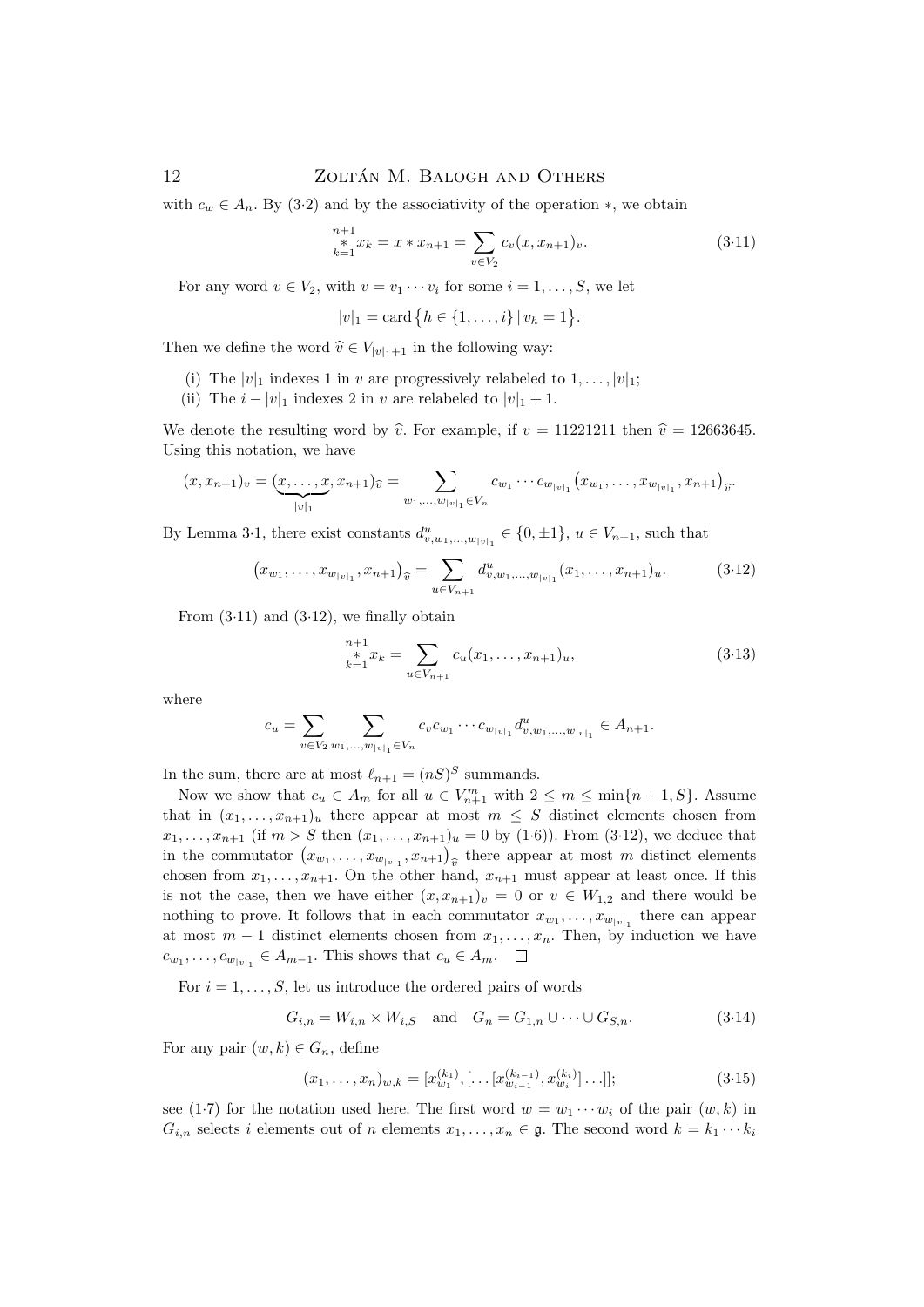with $c_w \in A_n$. By (3·2) and by the associativity of the operation $*$, we obtain

$$\mathop{*}_{k=1}^{n+1} x_k = x * x_{n+1} = \sum_{v \in V_2} c_v (x, x_{n+1})_v. \tag{3·11}$$

For any word $v \in V_2$, with $v = v_1 \cdots v_i$ for some $i = 1, \ldots, S$, we let

$$|v|_1 = \operatorname{card}\{h \in \{1, \ldots, i\} \mid v_h = 1\}.$$

Then we define the word $\widehat{v} \in V_{|v|_1+1}$ in the following way:

(i) The $|v|_1$ indexes 1 in $v$ are progressively relabeled to $1, \ldots, |v|_1$;

(ii) The $i - |v|_1$ indexes 2 in $v$ are relabeled to $|v|_1 + 1$.

We denote the resulting word by $\widehat{v}$. For example, if $v = 11221211$ then $\widehat{v} = 12663645$. Using this notation, we have

$$(x, x_{n+1})_v = (\underbrace{x, \ldots, x}_{|v|_1}, x_{n+1})_{\widehat{v}} = \sum_{w_1, \ldots, w_{|v|_1} \in V_n} c_{w_1} \cdots c_{w_{|v|_1}} \big(x_{w_1}, \ldots, x_{w_{|v|_1}}, x_{n+1}\big)_{\widehat{v}}.$$

By Lemma 3·1, there exist constants $d^u_{v, w_1, \ldots, w_{|v|_1}} \in \{0, \pm 1\}$, $u \in V_{n+1}$, such that

$$\big(x_{w_1}, \ldots, x_{w_{|v|_1}}, x_{n+1}\big)_{\widehat{v}} = \sum_{u \in V_{n+1}} d^u_{v, w_1, \ldots, w_{|v|_1}} (x_1, \ldots, x_{n+1})_u. \tag{3·12}$$

From (3·11) and (3·12), we finally obtain

$$\mathop{*}_{k=1}^{n+1} x_k = \sum_{u \in V_{n+1}} c_u (x_1, \ldots, x_{n+1})_u, \tag{3·13}$$

where

$$c_u = \sum_{v \in V_2} \sum_{w_1, \ldots, w_{|v|_1} \in V_n} c_v c_{w_1} \cdots c_{w_{|v|_1}} d^u_{v, w_1, \ldots, w_{|v|_1}} \in A_{n+1}.$$

In the sum, there are at most $\ell_{n+1} = (nS)^S$ summands.

Now we show that $c_u \in A_m$ for all $u \in V^m_{n+1}$ with $2 \le m \le \min\{n+1, S\}$. Assume that in $(x_1, \ldots, x_{n+1})_u$ there appear at most $m \le S$ distinct elements chosen from $x_1, \ldots, x_{n+1}$ (if $m > S$ then $(x_1, \ldots, x_{n+1})_u = 0$ by (1·6)). From (3·12), we deduce that in the commutator $\big(x_{w_1}, \ldots, x_{w_{|v|_1}}, x_{n+1}\big)_{\widehat{v}}$ there appear at most $m$ distinct elements chosen from $x_1, \ldots, x_{n+1}$. On the other hand, $x_{n+1}$ must appear at least once. If this is not the case, then we have either $(x, x_{n+1})_v = 0$ or $v \in W_{1,2}$ and there would be nothing to prove. It follows that in each commutator $x_{w_1}, \ldots, x_{w_{|v|_1}}$ there can appear at most $m-1$ distinct elements chosen from $x_1, \ldots, x_n$. Then, by induction we have $c_{w_1}, \ldots, c_{w_{|v|_1}} \in A_{m-1}$. This shows that $c_u \in A_m$. $\square$

For $i = 1, \ldots, S$, let us introduce the ordered pairs of words

$$G_{i,n} = W_{i,n} \times W_{i,S} \quad \text{and} \quad G_n = G_{1,n} \cup \cdots \cup G_{S,n}. \tag{3·14}$$

For any pair $(w, k) \in G_n$, define

$$(x_1, \ldots, x_n)_{w,k} = [x^{(k_1)}_{w_1}, [\ldots [x^{(k_{i-1})}_{w_{i-1}}, x^{(k_i)}_{w_i}] \ldots]]; \tag{3·15}$$

see (1·7) for the notation used here. The first word $w = w_1 \cdots w_i$ of the pair $(w, k)$ in $G_{i,n}$ selects $i$ elements out of $n$ elements $x_1, \ldots, x_n \in \mathfrak{g}$. The second word $k = k_1 \cdots k_i$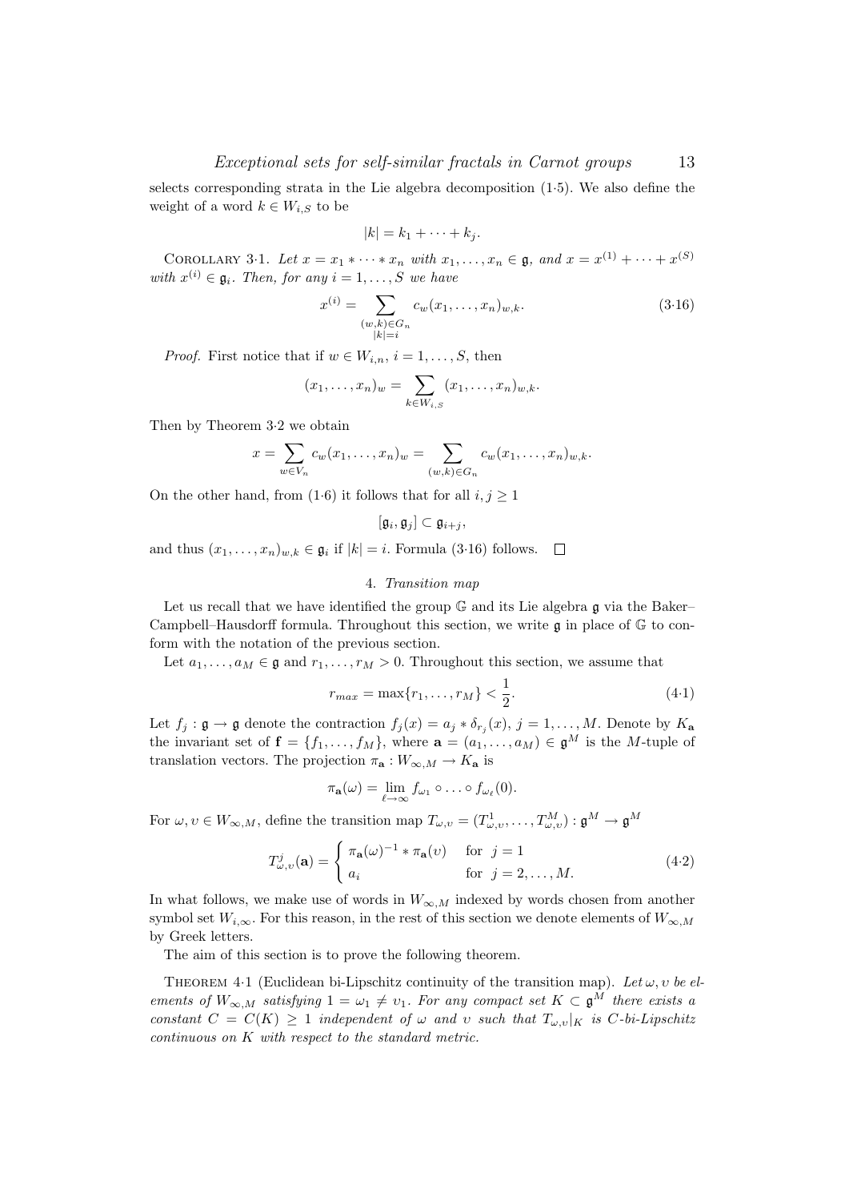selects corresponding strata in the Lie algebra decomposition (1·5). We also define the weight of a word $k \in W_{i,S}$ to be

$$|k| = k_1 + \cdots + k_j.$$

COROLLARY 3·1. *Let $x = x_1 * \cdots * x_n$ with $x_1, \ldots, x_n \in \mathfrak{g}$, and $x = x^{(1)} + \cdots + x^{(S)}$ with $x^{(i)} \in \mathfrak{g}_i$. Then, for any $i = 1, \ldots, S$ we have*

$$x^{(i)} = \sum_{\substack{(w,k) \in G_n \\ |k|=i}} c_w (x_1, \ldots, x_n)_{w,k}. \tag{3·16}$$

*Proof.* First notice that if $w \in W_{i,n}$, $i = 1, \ldots, S$, then

$$(x_1, \ldots, x_n)_w = \sum_{k \in W_{i,S}} (x_1, \ldots, x_n)_{w,k}.$$

Then by Theorem 3·2 we obtain

$$x = \sum_{w \in V_n} c_w (x_1, \ldots, x_n)_w = \sum_{(w,k) \in G_n} c_w (x_1, \ldots, x_n)_{w,k}.$$

On the other hand, from (1·6) it follows that for all $i, j \geq 1$

$$[\mathfrak{g}_i, \mathfrak{g}_j] \subset \mathfrak{g}_{i+j},$$

and thus $(x_1, \ldots, x_n)_{w,k} \in \mathfrak{g}_i$ if $|k| = i$. Formula (3·16) follows. □

## 4. *Transition map*

Let us recall that we have identified the group $\mathbb{G}$ and its Lie algebra $\mathfrak{g}$ via the Baker–Campbell–Hausdorff formula. Throughout this section, we write $\mathfrak{g}$ in place of $\mathbb{G}$ to conform with the notation of the previous section.

Let $a_1, \ldots, a_M \in \mathfrak{g}$ and $r_1, \ldots, r_M > 0$. Throughout this section, we assume that

$$r_{max} = \max\{r_1, \ldots, r_M\} < \frac{1}{2}. \tag{4·1}$$

Let $f_j : \mathfrak{g} \to \mathfrak{g}$ denote the contraction $f_j(x) = a_j * \delta_{r_j}(x)$, $j = 1, \ldots, M$. Denote by $K_{\mathbf{a}}$ the invariant set of $\mathbf{f} = \{f_1, \ldots, f_M\}$, where $\mathbf{a} = (a_1, \ldots, a_M) \in \mathfrak{g}^M$ is the $M$-tuple of translation vectors. The projection $\pi_{\mathbf{a}} : W_{\infty,M} \to K_{\mathbf{a}}$ is

$$\pi_{\mathbf{a}}(\omega) = \lim_{\ell \to \infty} f_{\omega_1} \circ \ldots \circ f_{\omega_\ell}(0).$$

For $\omega, \upsilon \in W_{\infty,M}$, define the transition map $T_{\omega,\upsilon} = (T^1_{\omega,\upsilon}, \ldots, T^M_{\omega,\upsilon}) : \mathfrak{g}^M \to \mathfrak{g}^M$

$$T^j_{\omega,\upsilon}(\mathbf{a}) = \begin{cases} \pi_{\mathbf{a}}(\omega)^{-1} * \pi_{\mathbf{a}}(\upsilon) & \text{for } j = 1 \\ a_i & \text{for } j = 2, \ldots, M. \end{cases} \tag{4·2}$$

In what follows, we make use of words in $W_{\infty,M}$ indexed by words chosen from another symbol set $W_{i,\infty}$. For this reason, in the rest of this section we denote elements of $W_{\infty,M}$ by Greek letters.

The aim of this section is to prove the following theorem.

THEOREM 4·1 (Euclidean bi-Lipschitz continuity of the transition map). *Let $\omega, \upsilon$ be elements of $W_{\infty,M}$ satisfying $1 = \omega_1 \neq \upsilon_1$. For any compact set $K \subset \mathfrak{g}^M$ there exists a constant $C = C(K) \geq 1$ independent of $\omega$ and $\upsilon$ such that $T_{\omega,\upsilon}|_K$ is $C$-bi-Lipschitz continuous on $K$ with respect to the standard metric.*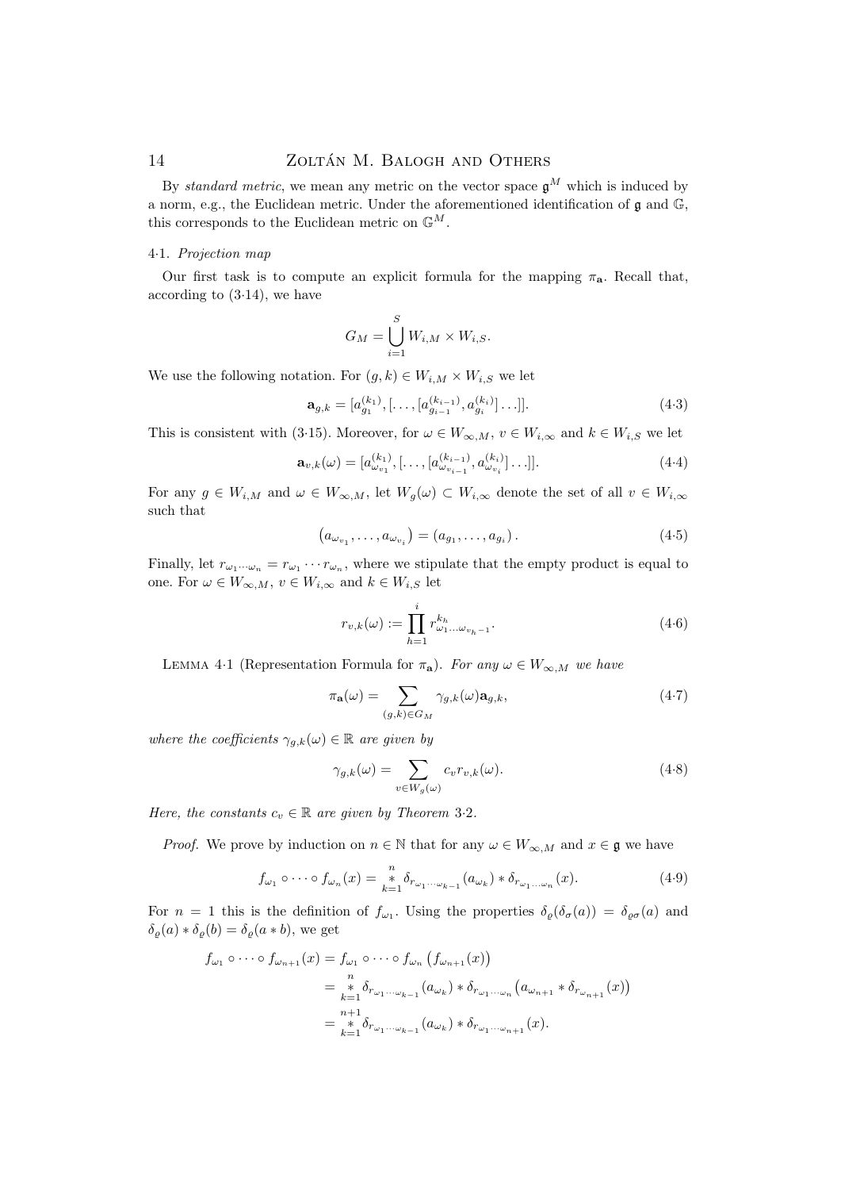By *standard metric*, we mean any metric on the vector space $\mathfrak{g}^M$ which is induced by a norm, e.g., the Euclidean metric. Under the aforementioned identification of $\mathfrak{g}$ and $\mathbb{G}$, this corresponds to the Euclidean metric on $\mathbb{G}^M$.

### 4·1. *Projection map*

Our first task is to compute an explicit formula for the mapping $\pi_{\mathbf{a}}$. Recall that, according to (3·14), we have

$$G_M = \bigcup_{i=1}^{S} W_{i,M} \times W_{i,S}.$$

We use the following notation. For $(g,k) \in W_{i,M} \times W_{i,S}$ we let

$$\mathbf{a}_{g,k} = [a_{g_1}^{(k_1)}, [\ldots, [a_{g_{i-1}}^{(k_{i-1})}, a_{g_i}^{(k_i)}] \ldots]]. \tag{4·3}$$

This is consistent with (3·15). Moreover, for $\omega \in W_{\infty,M}$, $v \in W_{i,\infty}$ and $k \in W_{i,S}$ we let

$$\mathbf{a}_{v,k}(\omega) = [a_{\omega_{v_1}}^{(k_1)}, [\ldots, [a_{\omega_{v_{i-1}}}^{(k_{i-1})}, a_{\omega_{v_i}}^{(k_i)}] \ldots]]. \tag{4·4}$$

For any $g \in W_{i,M}$ and $\omega \in W_{\infty,M}$, let $W_g(\omega) \subset W_{i,\infty}$ denote the set of all $v \in W_{i,\infty}$ such that

$$\left(a_{\omega_{v_1}}, \ldots, a_{\omega_{v_i}}\right) = \left(a_{g_1}, \ldots, a_{g_i}\right). \tag{4·5}$$

Finally, let $r_{\omega_1 \cdots \omega_n} = r_{\omega_1} \cdots r_{\omega_n}$, where we stipulate that the empty product is equal to one. For $\omega \in W_{\infty,M}$, $v \in W_{i,\infty}$ and $k \in W_{i,S}$ let

$$r_{v,k}(\omega) := \prod_{h=1}^{i} r_{\omega_1 \ldots \omega_{v_h - 1}}^{k_h}. \tag{4·6}$$

LEMMA 4·1 (Representation Formula for $\pi_{\mathbf{a}}$). *For any $\omega \in W_{\infty,M}$ we have*

$$\pi_{\mathbf{a}}(\omega) = \sum_{(g,k) \in G_M} \gamma_{g,k}(\omega) \mathbf{a}_{g,k}, \tag{4·7}$$

*where the coefficients $\gamma_{g,k}(\omega) \in \mathbb{R}$ are given by*

$$\gamma_{g,k}(\omega) = \sum_{v \in W_g(\omega)} c_v r_{v,k}(\omega). \tag{4·8}$$

*Here, the constants $c_v \in \mathbb{R}$ are given by Theorem 3·2.*

*Proof.* We prove by induction on $n \in \mathbb{N}$ that for any $\omega \in W_{\infty,M}$ and $x \in \mathfrak{g}$ we have

$$f_{\omega_1} \circ \cdots \circ f_{\omega_n}(x) = \mathop{*}_{k=1}^{n} \delta_{r_{\omega_1 \cdots \omega_{k-1}}}(a_{\omega_k}) * \delta_{r_{\omega_1 \ldots \omega_n}}(x). \tag{4·9}$$

For $n = 1$ this is the definition of $f_{\omega_1}$. Using the properties $\delta_\varrho(\delta_\sigma(a)) = \delta_{\varrho\sigma}(a)$ and $\delta_\varrho(a) * \delta_\varrho(b) = \delta_\varrho(a * b)$, we get

$$\begin{aligned}
f_{\omega_1} \circ \cdots \circ f_{\omega_{n+1}}(x) &= f_{\omega_1} \circ \cdots \circ f_{\omega_n}\left(f_{\omega_{n+1}}(x)\right) \\
&= \mathop{*}_{k=1}^{n} \delta_{r_{\omega_1 \cdots \omega_{k-1}}}(a_{\omega_k}) * \delta_{r_{\omega_1 \cdots \omega_n}}\left(a_{\omega_{n+1}} * \delta_{r_{\omega_{n+1}}}(x)\right) \\
&= \mathop{*}_{k=1}^{n+1} \delta_{r_{\omega_1 \cdots \omega_{k-1}}}(a_{\omega_k}) * \delta_{r_{\omega_1 \cdots \omega_{n+1}}}(x).
\end{aligned}$$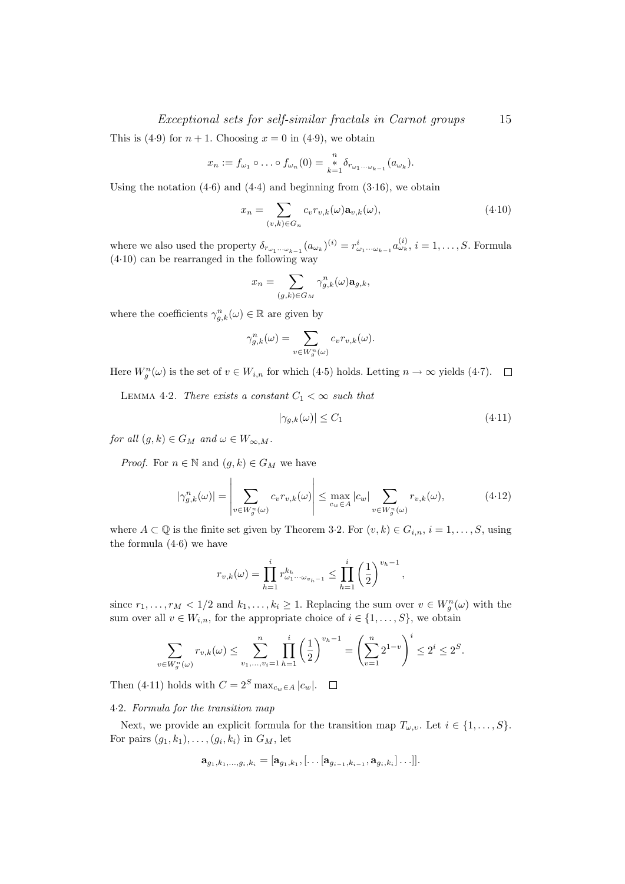This is (4·9) for $n+1$. Choosing $x = 0$ in (4·9), we obtain

$$x_n := f_{\omega_1} \circ \ldots \circ f_{\omega_n}(0) = \mathop{*}_{k=1}^{n} \delta_{r_{\omega_1 \cdots \omega_{k-1}}}(a_{\omega_k}).$$

Using the notation (4·6) and (4·4) and beginning from (3·16), we obtain

$$x_n = \sum_{(v,k)\in G_n} c_v r_{v,k}(\omega) \mathbf{a}_{v,k}(\omega), \tag{4·10}$$

where we also used the property $\delta_{r_{\omega_1 \cdots \omega_{k-1}}}(a_{\omega_k})^{(i)} = r^i_{\omega_1 \cdots \omega_{k-1}} a^{(i)}_{\omega_k}$, $i = 1, \ldots, S$. Formula (4·10) can be rearranged in the following way

$$x_n = \sum_{(g,k)\in G_M} \gamma^n_{g,k}(\omega) \mathbf{a}_{g,k},$$

where the coefficients $\gamma^n_{g,k}(\omega) \in \mathbb{R}$ are given by

$$\gamma^n_{g,k}(\omega) = \sum_{v \in W^n_g(\omega)} c_v r_{v,k}(\omega).$$

Here $W^n_g(\omega)$ is the set of $v \in W_{i,n}$ for which (4·5) holds. Letting $n \to \infty$ yields (4·7). $\square$

LEMMA 4·2. *There exists a constant $C_1 < \infty$ such that*

$$|\gamma_{g,k}(\omega)| \le C_1 \tag{4·11}$$

*for all $(g,k) \in G_M$ and $\omega \in W_{\infty,M}$.*

*Proof.* For $n \in \mathbb{N}$ and $(g,k) \in G_M$ we have

$$|\gamma^n_{g,k}(\omega)| = \left| \sum_{v \in W^n_g(\omega)} c_v r_{v,k}(\omega) \right| \le \max_{c_w \in A} |c_w| \sum_{v \in W^n_g(\omega)} r_{v,k}(\omega), \tag{4·12}$$

where $A \subset \mathbb{Q}$ is the finite set given by Theorem 3·2. For $(v,k) \in G_{i,n}$, $i = 1, \ldots, S$, using the formula (4·6) we have

$$r_{v,k}(\omega) = \prod_{h=1}^{i} r^{k_h}_{\omega_1 \cdots \omega_{v_h - 1}} \le \prod_{h=1}^{i} \left(\frac{1}{2}\right)^{v_h - 1},$$

since $r_1, \ldots, r_M < 1/2$ and $k_1, \ldots, k_i \ge 1$. Replacing the sum over $v \in W^n_g(\omega)$ with the sum over all $v \in W_{i,n}$, for the appropriate choice of $i \in \{1, \ldots, S\}$, we obtain

$$\sum_{v \in W^n_g(\omega)} r_{v,k}(\omega) \le \sum_{v_1, \ldots, v_i = 1}^{n} \prod_{h=1}^{i} \left(\frac{1}{2}\right)^{v_h - 1} = \left( \sum_{v=1}^{n} 2^{1-v} \right)^i \le 2^i \le 2^S.$$

Then (4·11) holds with $C = 2^S \max_{c_w \in A} |c_w|$. $\square$

### 4·2. *Formula for the transition map*

Next, we provide an explicit formula for the transition map $T_{\omega,v}$. Let $i \in \{1, \ldots, S\}$. For pairs $(g_1, k_1), \ldots, (g_i, k_i)$ in $G_M$, let

$$\mathbf{a}_{g_1,k_1,\ldots,g_i,k_i} = [\mathbf{a}_{g_1,k_1}, [\ldots [\mathbf{a}_{g_{i-1},k_{i-1}}, \mathbf{a}_{g_i,k_i}] \ldots]].$$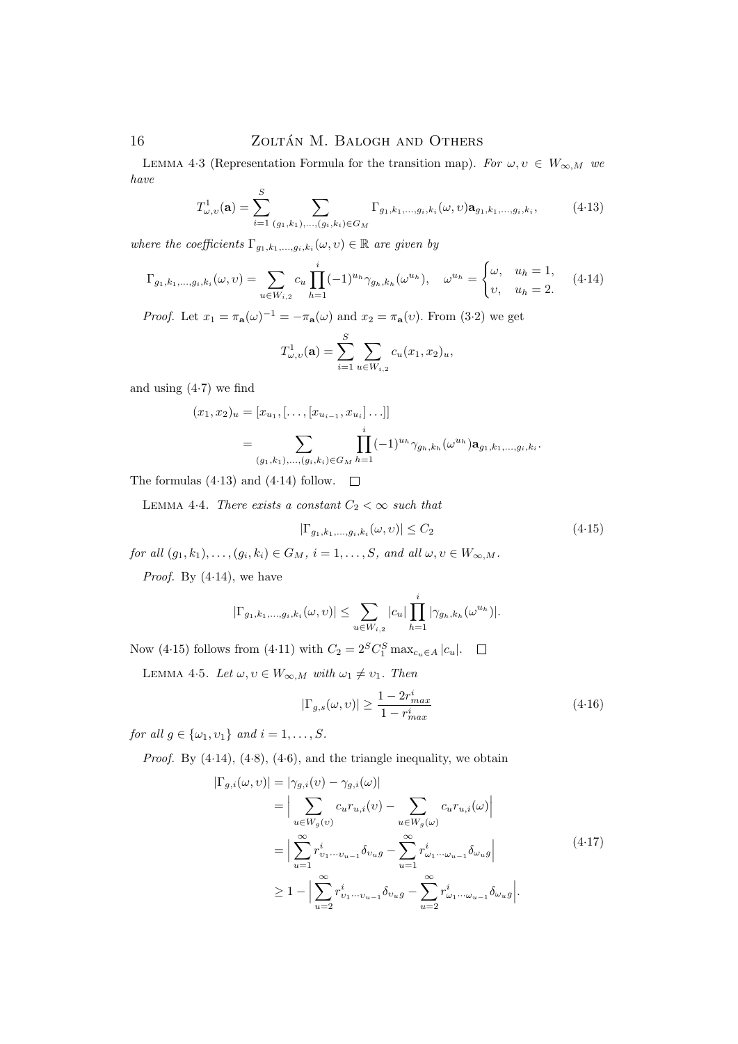LEMMA 4·3 (Representation Formula for the transition map). *For $\omega, \upsilon \in W_{\infty,M}$ we have*

$$T^1_{\omega,\upsilon}(\mathbf{a}) = \sum_{i=1}^{S} \sum_{(g_1,k_1),\ldots,(g_i,k_i)\in G_M} \Gamma_{g_1,k_1,\ldots,g_i,k_i}(\omega,\upsilon)\mathbf{a}_{g_1,k_1,\ldots,g_i,k_i}, \tag{4·13}$$

*where the coefficients $\Gamma_{g_1,k_1,\ldots,g_i,k_i}(\omega,\upsilon) \in \mathbb{R}$ are given by*

$$\Gamma_{g_1,k_1,\ldots,g_i,k_i}(\omega,\upsilon) = \sum_{u\in W_{i,2}} c_u \prod_{h=1}^{i} (-1)^{u_h}\gamma_{g_h,k_h}(\omega^{u_h}), \quad \omega^{u_h} = \begin{cases} \omega, & u_h = 1, \\ \upsilon, & u_h = 2. \end{cases} \tag{4·14}$$

*Proof.* Let $x_1 = \pi_{\mathbf{a}}(\omega)^{-1} = -\pi_{\mathbf{a}}(\omega)$ and $x_2 = \pi_{\mathbf{a}}(\upsilon)$. From (3·2) we get

$$T^1_{\omega,\upsilon}(\mathbf{a}) = \sum_{i=1}^{S} \sum_{u\in W_{i,2}} c_u (x_1,x_2)_u,$$

and using (4·7) we find

$$\begin{aligned}
(x_1,x_2)_u &= [x_{u_1},[\ldots,[x_{u_{i-1}},x_{u_i}]\ldots]] \\
&= \sum_{(g_1,k_1),\ldots,(g_i,k_i)\in G_M} \prod_{h=1}^{i} (-1)^{u_h}\gamma_{g_h,k_h}(\omega^{u_h})\mathbf{a}_{g_1,k_1,\ldots,g_i,k_i}.
\end{aligned}$$

The formulas (4·13) and (4·14) follow. $\square$

LEMMA 4·4. *There exists a constant $C_2 < \infty$ such that*

$$|\Gamma_{g_1,k_1,\ldots,g_i,k_i}(\omega,\upsilon)| \le C_2 \tag{4·15}$$

*for all $(g_1,k_1),\ldots,(g_i,k_i) \in G_M$, $i = 1,\ldots,S$, and all $\omega,\upsilon \in W_{\infty,M}$.*

*Proof.* By (4·14), we have

$$|\Gamma_{g_1,k_1,\ldots,g_i,k_i}(\omega,\upsilon)| \le \sum_{u\in W_{i,2}} |c_u| \prod_{h=1}^{i} |\gamma_{g_h,k_h}(\omega^{u_h})|.$$

Now (4·15) follows from (4·11) with $C_2 = 2^S C_1^S \max_{c_u\in A}|c_u|$. $\square$

LEMMA 4·5. *Let $\omega,\upsilon \in W_{\infty,M}$ with $\omega_1 \ne \upsilon_1$. Then*

$$|\Gamma_{g,s}(\omega,\upsilon)| \ge \frac{1-2r^i_{max}}{1-r^i_{max}} \tag{4·16}$$

*for all $g \in \{\omega_1,\upsilon_1\}$ and $i = 1,\ldots,S$.*

*Proof.* By (4·14), (4·8), (4·6), and the triangle inequality, we obtain

$$\begin{aligned}
|\Gamma_{g,i}(\omega,\upsilon)| &= |\gamma_{g,i}(\upsilon) - \gamma_{g,i}(\omega)| \\
&= \Big| \sum_{u\in W_g(\upsilon)} c_u r_{u,i}(\upsilon) - \sum_{u\in W_g(\omega)} c_u r_{u,i}(\omega) \Big| \\
&= \Big| \sum_{u=1}^{\infty} r^i_{\upsilon_1\cdots\upsilon_{u-1}}\delta_{\upsilon_u g} - \sum_{u=1}^{\infty} r^i_{\omega_1\cdots\omega_{u-1}}\delta_{\omega_u g} \Big| \\
&\ge 1 - \Big| \sum_{u=2}^{\infty} r^i_{\upsilon_1\cdots\upsilon_{u-1}}\delta_{\upsilon_u g} - \sum_{u=2}^{\infty} r^i_{\omega_1\cdots\omega_{u-1}}\delta_{\omega_u g} \Big|.
\end{aligned} \tag{4·17}$$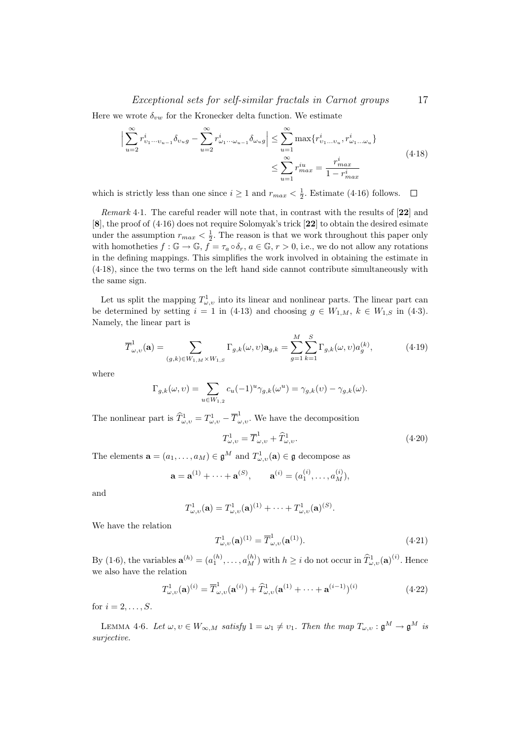Here we wrote $\delta_{vw}$ for the Kronecker delta function. We estimate

$$\Big| \sum_{u=2}^{\infty} r^i_{\upsilon_1 \cdots \upsilon_{u-1}} \delta_{\upsilon_u g} - \sum_{u=2}^{\infty} r^i_{\omega_1 \cdots \omega_{u-1}} \delta_{\omega_u g} \Big| \le \sum_{u=1}^{\infty} \max\{ r^i_{\upsilon_1 \ldots \upsilon_u}, r^i_{\omega_1 \ldots \omega_u} \} \\ \le \sum_{u=1}^{\infty} r^{iu}_{max} = \frac{r^i_{max}}{1 - r^i_{max}} \tag{4·18}$$

which is strictly less than one since $i \ge 1$ and $r_{max} < \frac{1}{2}$. Estimate (4·16) follows. □

*Remark* 4·1. The careful reader will note that, in contrast with the results of [**22**] and [**8**], the proof of (4·16) does not require Solomyak's trick [**22**] to obtain the desired esimate under the assumption $r_{max} < \frac{1}{2}$. The reason is that we work throughout this paper only with homotheties $f : \mathbb{G} \to \mathbb{G}$, $f = \tau_a \circ \delta_r$, $a \in \mathbb{G}$, $r > 0$, i.e., we do not allow any rotations in the defining mappings. This simplifies the work involved in obtaining the estimate in (4·18), since the two terms on the left hand side cannot contribute simultaneously with the same sign.

Let us split the mapping $T^1_{\omega,\upsilon}$ into its linear and nonlinear parts. The linear part can be determined by setting $i = 1$ in (4·13) and choosing $g \in W_{1,M}$, $k \in W_{1,S}$ in (4·3). Namely, the linear part is

$$\overline{T}^1_{\omega,\upsilon}(\mathbf{a}) = \sum_{(g,k) \in W_{1,M} \times W_{1,S}} \Gamma_{g,k}(\omega,\upsilon) \mathbf{a}_{g,k} = \sum_{g=1}^{M} \sum_{k=1}^{S} \Gamma_{g,k}(\omega,\upsilon) a^{(k)}_g, \tag{4·19}$$

where

$$\Gamma_{g,k}(\omega,\upsilon) = \sum_{u \in W_{1,2}} c_u (-1)^u \gamma_{g,k}(\omega^u) = \gamma_{g,k}(\upsilon) - \gamma_{g,k}(\omega).$$

The nonlinear part is $\widehat{T}^1_{\omega,\upsilon} = T^1_{\omega,\upsilon} - \overline{T}^1_{\omega,\upsilon}$. We have the decomposition

$$T^1_{\omega,\upsilon} = \overline{T}^1_{\omega,\upsilon} + \widehat{T}^1_{\omega,\upsilon}. \tag{4·20}$$

The elements $\mathbf{a} = (a_1, \ldots, a_M) \in \mathfrak{g}^M$ and $T^1_{\omega,\upsilon}(\mathbf{a}) \in \mathfrak{g}$ decompose as

$$\mathbf{a} = \mathbf{a}^{(1)} + \cdots + \mathbf{a}^{(S)}, \qquad \mathbf{a}^{(i)} = (a^{(i)}_1, \ldots, a^{(i)}_M),$$

and

$$T^1_{\omega,\upsilon}(\mathbf{a}) = T^1_{\omega,\upsilon}(\mathbf{a})^{(1)} + \cdots + T^1_{\omega,\upsilon}(\mathbf{a})^{(S)}.$$

We have the relation

$$T^1_{\omega,\upsilon}(\mathbf{a})^{(1)} = \overline{T}^1_{\omega,\upsilon}(\mathbf{a}^{(1)}). \tag{4·21}$$

By (1·6), the variables $\mathbf{a}^{(h)} = (a^{(h)}_1, \ldots, a^{(h)}_M)$ with $h \ge i$ do not occur in $\widehat{T}^1_{\omega,\upsilon}(\mathbf{a})^{(i)}$. Hence we also have the relation

$$T^1_{\omega,\upsilon}(\mathbf{a})^{(i)} = \overline{T}^1_{\omega,\upsilon}(\mathbf{a}^{(i)}) + \widehat{T}^1_{\omega,\upsilon}(\mathbf{a}^{(1)} + \cdots + \mathbf{a}^{(i-1)})^{(i)} \tag{4·22}$$

for $i = 2, \ldots, S$.

LEMMA 4·6. *Let $\omega, \upsilon \in W_{\infty,M}$ satisfy $1 = \omega_1 \ne \upsilon_1$. Then the map $T_{\omega,\upsilon} : \mathfrak{g}^M \to \mathfrak{g}^M$ is surjective.*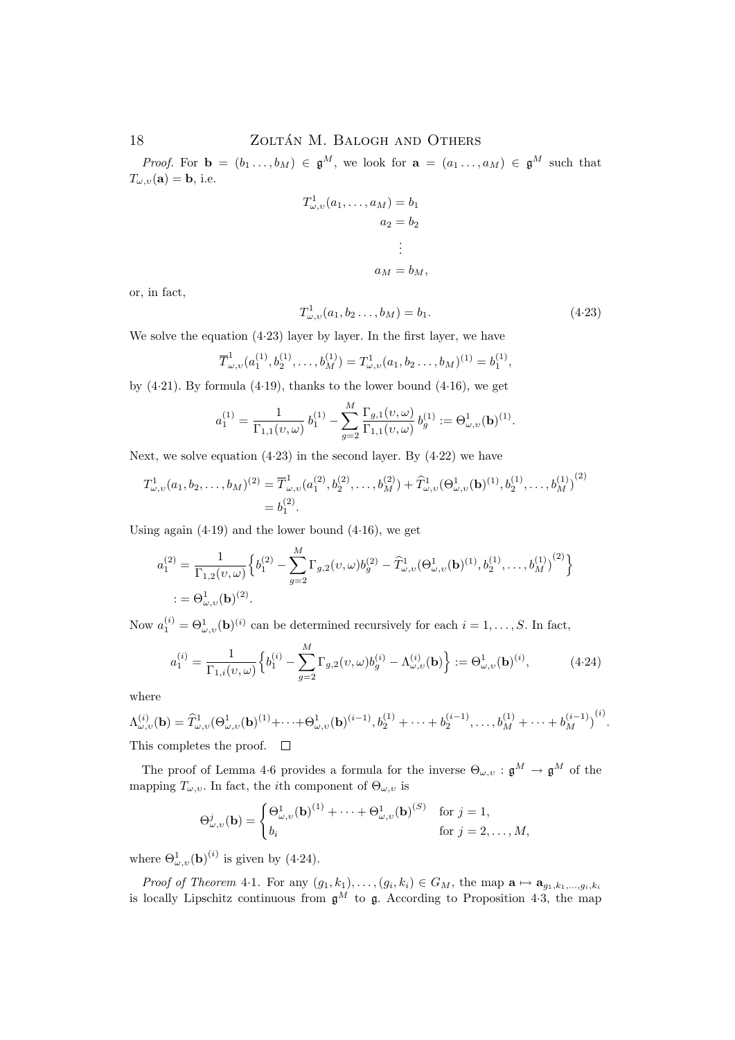*Proof.* For $\mathbf{b} = (b_1 \dots, b_M) \in \mathfrak{g}^M$, we look for $\mathbf{a} = (a_1 \dots, a_M) \in \mathfrak{g}^M$ such that $T_{\omega,\upsilon}(\mathbf{a}) = \mathbf{b}$, i.e.

$$\begin{aligned} T^1_{\omega,\upsilon}(a_1, \dots, a_M) &= b_1 \\ a_2 &= b_2 \\ &\vdots \\ a_M &= b_M, \end{aligned}$$

or, in fact,

$$T^1_{\omega,\upsilon}(a_1, b_2 \dots, b_M) = b_1. \tag{4·23}$$

We solve the equation (4·23) layer by layer. In the first layer, we have

$$\overline{T}^1_{\omega,\upsilon}(a_1^{(1)}, b_2^{(1)}, \dots, b_M^{(1)}) = T^1_{\omega,\upsilon}(a_1, b_2 \dots, b_M)^{(1)} = b_1^{(1)},$$

by (4·21). By formula (4·19), thanks to the lower bound (4·16), we get

$$a_1^{(1)} = \frac{1}{\Gamma_{1,1}(\upsilon,\omega)}\, b_1^{(1)} - \sum_{g=2}^{M} \frac{\Gamma_{g,1}(\upsilon,\omega)}{\Gamma_{1,1}(\upsilon,\omega)}\, b_g^{(1)} := \Theta^1_{\omega,\upsilon}(\mathbf{b})^{(1)}.$$

Next, we solve equation (4·23) in the second layer. By (4·22) we have

$$\begin{aligned} T^1_{\omega,\upsilon}(a_1, b_2, \dots, b_M)^{(2)} &= \overline{T}^1_{\omega,\upsilon}(a_1^{(2)}, b_2^{(2)}, \dots, b_M^{(2)}) + \widehat{T}^1_{\omega,\upsilon}(\Theta^1_{\omega,\upsilon}(\mathbf{b})^{(1)}, b_2^{(1)}, \dots, b_M^{(1)})^{(2)} \\ &= b_1^{(2)}. \end{aligned}$$

Using again (4·19) and the lower bound (4·16), we get

$$\begin{aligned} a_1^{(2)} &= \frac{1}{\Gamma_{1,2}(\upsilon,\omega)}\Big\{ b_1^{(2)} - \sum_{g=2}^{M} \Gamma_{g,2}(\upsilon,\omega) b_g^{(2)} - \widehat{T}^1_{\omega,\upsilon}(\Theta^1_{\omega,\upsilon}(\mathbf{b})^{(1)}, b_2^{(1)}, \dots, b_M^{(1)})^{(2)} \Big\} \\ &:= \Theta^1_{\omega,\upsilon}(\mathbf{b})^{(2)}. \end{aligned}$$

Now $a_1^{(i)} = \Theta^1_{\omega,\upsilon}(\mathbf{b})^{(i)}$ can be determined recursively for each $i = 1, \dots, S$. In fact,

$$a_1^{(i)} = \frac{1}{\Gamma_{1,i}(\upsilon,\omega)}\Big\{ b_1^{(i)} - \sum_{g=2}^{M} \Gamma_{g,2}(\upsilon,\omega) b_g^{(i)} - \Lambda^{(i)}_{\omega,\upsilon}(\mathbf{b}) \Big\} := \Theta^1_{\omega,\upsilon}(\mathbf{b})^{(i)}, \tag{4·24}$$

where

$$\Lambda^{(i)}_{\omega,\upsilon}(\mathbf{b}) = \widehat{T}^1_{\omega,\upsilon}(\Theta^1_{\omega,\upsilon}(\mathbf{b})^{(1)} + \dots + \Theta^1_{\omega,\upsilon}(\mathbf{b})^{(i-1)}, b_2^{(1)} + \dots + b_2^{(i-1)}, \dots, b_M^{(1)} + \dots + b_M^{(i-1)})^{(i)}.$$

This completes the proof. $\square$

The proof of Lemma 4·6 provides a formula for the inverse $\Theta_{\omega,\upsilon} : \mathfrak{g}^M \to \mathfrak{g}^M$ of the mapping $T_{\omega,\upsilon}$. In fact, the $i$th component of $\Theta_{\omega,\upsilon}$ is

$$\Theta^j_{\omega,\upsilon}(\mathbf{b}) = \begin{cases} \Theta^1_{\omega,\upsilon}(\mathbf{b})^{(1)} + \dots + \Theta^1_{\omega,\upsilon}(\mathbf{b})^{(S)} & \text{for } j = 1, \\ b_i & \text{for } j = 2, \dots, M, \end{cases}$$

where $\Theta^1_{\omega,\upsilon}(\mathbf{b})^{(i)}$ is given by (4·24).

*Proof of Theorem* 4·1. For any $(g_1, k_1), \dots, (g_i, k_i) \in G_M$, the map $\mathbf{a} \mapsto \mathbf{a}_{g_1,k_1,\dots,g_i,k_i}$ is locally Lipschitz continuous from $\mathfrak{g}^M$ to $\mathfrak{g}$. According to Proposition 4·3, the map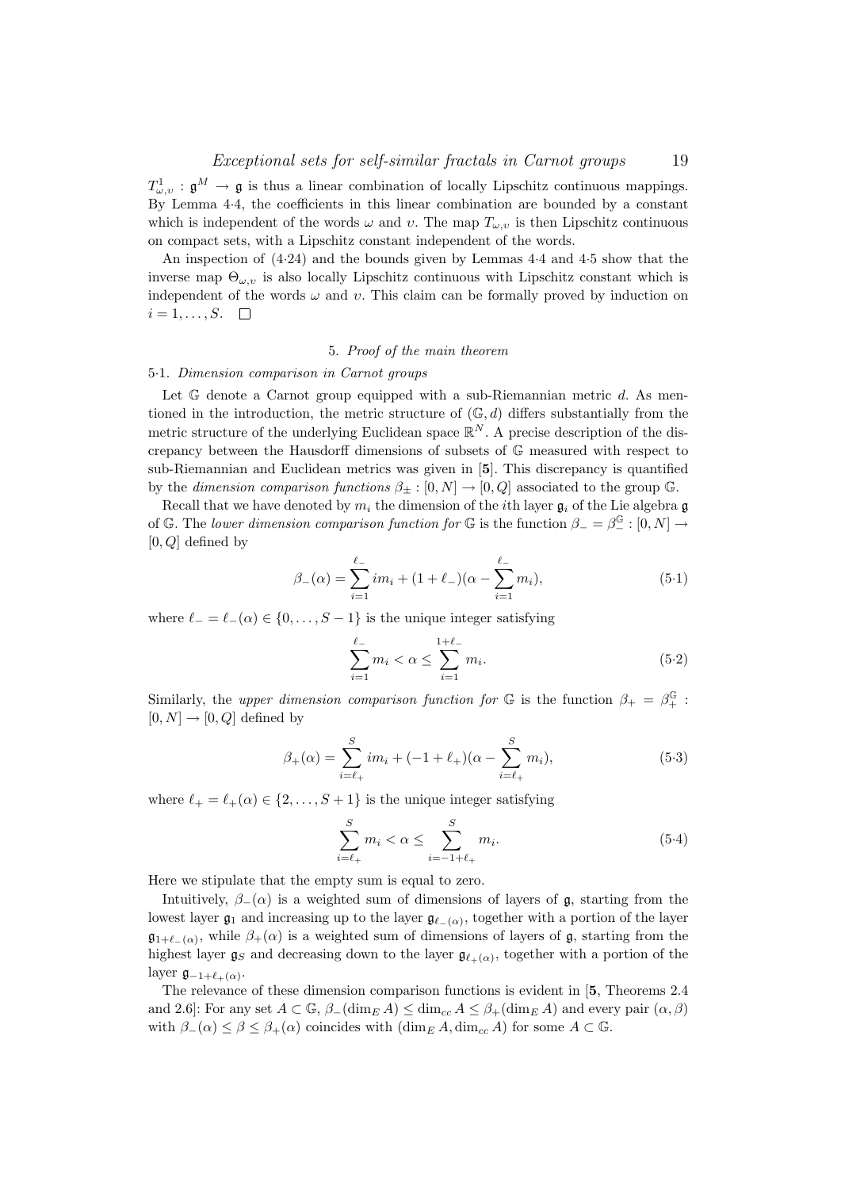$T^1_{\omega,\upsilon} : \mathfrak{g}^M \to \mathfrak{g}$ is thus a linear combination of locally Lipschitz continuous mappings. By Lemma 4·4, the coefficients in this linear combination are bounded by a constant which is independent of the words $\omega$ and $\upsilon$. The map $T_{\omega,\upsilon}$ is then Lipschitz continuous on compact sets, with a Lipschitz constant independent of the words.

An inspection of (4·24) and the bounds given by Lemmas 4·4 and 4·5 show that the inverse map $\Theta_{\omega,\upsilon}$ is also locally Lipschitz continuous with Lipschitz constant which is independent of the words $\omega$ and $\upsilon$. This claim can be formally proved by induction on $i = 1, \ldots, S$. $\square$

## 5. *Proof of the main theorem*

### 5·1. *Dimension comparison in Carnot groups*

Let $\mathbb{G}$ denote a Carnot group equipped with a sub-Riemannian metric $d$. As mentioned in the introduction, the metric structure of $(\mathbb{G}, d)$ differs substantially from the metric structure of the underlying Euclidean space $\mathbb{R}^N$. A precise description of the discrepancy between the Hausdorff dimensions of subsets of $\mathbb{G}$ measured with respect to sub-Riemannian and Euclidean metrics was given in [**5**]. This discrepancy is quantified by the *dimension comparison functions* $\beta_\pm : [0, N] \to [0, Q]$ associated to the group $\mathbb{G}$.

Recall that we have denoted by $m_i$ the dimension of the $i$th layer $\mathfrak{g}_i$ of the Lie algebra $\mathfrak{g}$ of $\mathbb{G}$. The *lower dimension comparison function for* $\mathbb{G}$ is the function $\beta_- = \beta_-^{\mathbb{G}} : [0, N] \to [0, Q]$ defined by

$$\beta_-(\alpha) = \sum_{i=1}^{\ell_-} i m_i + (1 + \ell_-)(\alpha - \sum_{i=1}^{\ell_-} m_i), \tag{5·1}$$

where $\ell_- = \ell_-(\alpha) \in \{0, \ldots, S-1\}$ is the unique integer satisfying

$$\sum_{i=1}^{\ell_-} m_i < \alpha \leq \sum_{i=1}^{1+\ell_-} m_i. \tag{5·2}$$

Similarly, the *upper dimension comparison function for* $\mathbb{G}$ is the function $\beta_+ = \beta_+^{\mathbb{G}} : [0, N] \to [0, Q]$ defined by

$$\beta_+(\alpha) = \sum_{i=\ell_+}^{S} i m_i + (-1 + \ell_+)(\alpha - \sum_{i=\ell_+}^{S} m_i), \tag{5·3}$$

where $\ell_+ = \ell_+(\alpha) \in \{2, \ldots, S+1\}$ is the unique integer satisfying

$$\sum_{i=\ell_+}^{S} m_i < \alpha \leq \sum_{i=-1+\ell_+}^{S} m_i. \tag{5·4}$$

Here we stipulate that the empty sum is equal to zero.

Intuitively, $\beta_-(\alpha)$ is a weighted sum of dimensions of layers of $\mathfrak{g}$, starting from the lowest layer $\mathfrak{g}_1$ and increasing up to the layer $\mathfrak{g}_{\ell_-(\alpha)}$, together with a portion of the layer $\mathfrak{g}_{1+\ell_-(\alpha)}$, while $\beta_+(\alpha)$ is a weighted sum of dimensions of layers of $\mathfrak{g}$, starting from the highest layer $\mathfrak{g}_S$ and decreasing down to the layer $\mathfrak{g}_{\ell_+(\alpha)}$, together with a portion of the layer $\mathfrak{g}_{-1+\ell_+(\alpha)}$.

The relevance of these dimension comparison functions is evident in [**5**, Theorems 2.4 and 2.6]: For any set $A \subset \mathbb{G}$, $\beta_-(\dim_E A) \leq \dim_{cc} A \leq \beta_+(\dim_E A)$ and every pair $(\alpha, \beta)$ with $\beta_-(\alpha) \leq \beta \leq \beta_+(\alpha)$ coincides with $(\dim_E A, \dim_{cc} A)$ for some $A \subset \mathbb{G}$.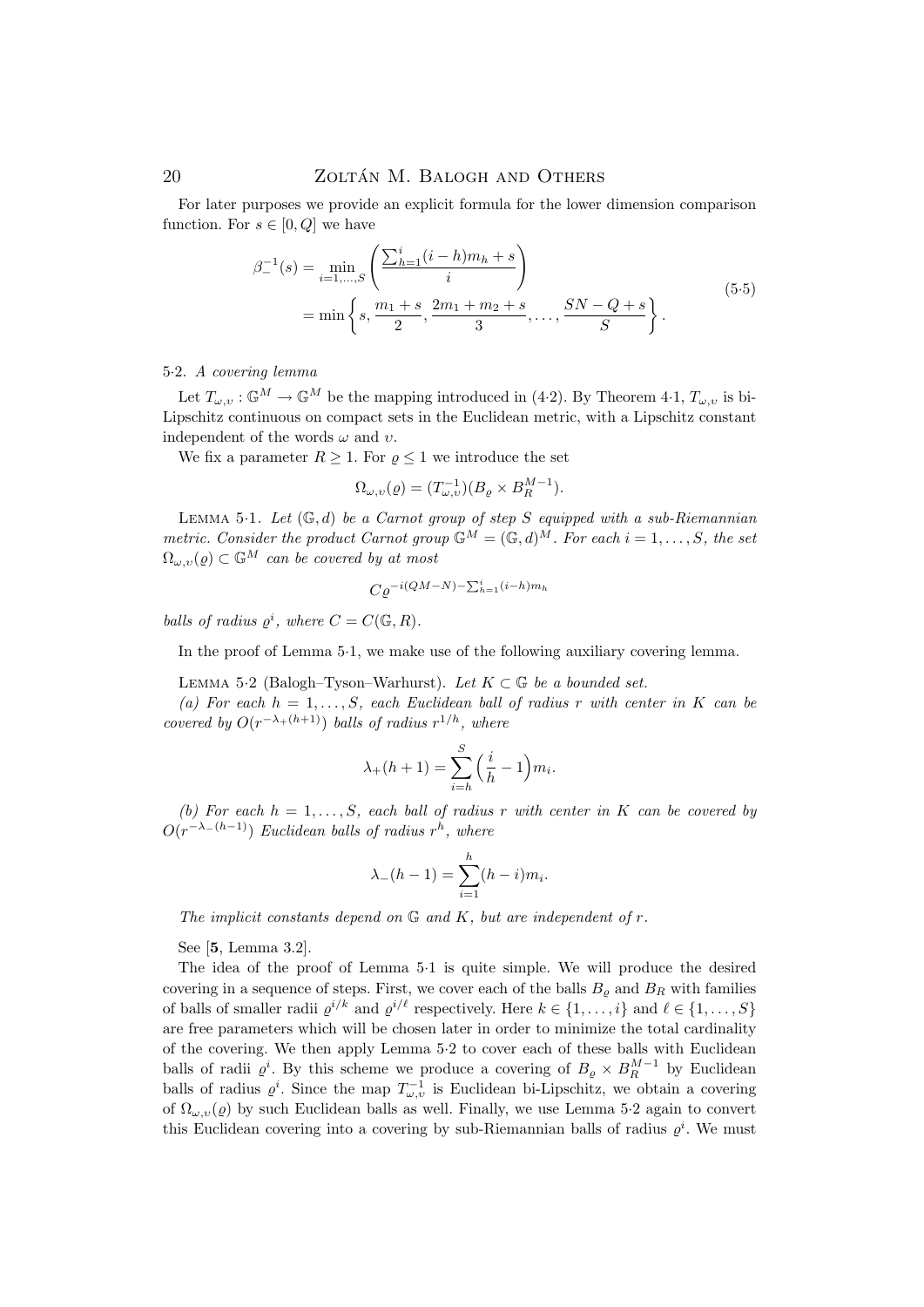For later purposes we provide an explicit formula for the lower dimension comparison function. For $s \in [0, Q]$ we have

$$\begin{aligned} \beta_-^{-1}(s) &= \min_{i=1,\dots,S} \left( \frac{\sum_{h=1}^{i} (i-h) m_h + s}{i} \right) \\ &= \min \left\{ s, \frac{m_1 + s}{2}, \frac{2m_1 + m_2 + s}{3}, \dots, \frac{SN - Q + s}{S} \right\}. \end{aligned} \tag{5·5}$$

5·2. *A covering lemma*

Let $T_{\omega,\upsilon} : \mathbb{G}^M \to \mathbb{G}^M$ be the mapping introduced in (4·2). By Theorem 4·1, $T_{\omega,\upsilon}$ is bi-Lipschitz continuous on compact sets in the Euclidean metric, with a Lipschitz constant independent of the words $\omega$ and $\upsilon$.

We fix a parameter $R \geq 1$. For $\varrho \leq 1$ we introduce the set

$$\Omega_{\omega,\upsilon}(\varrho) = (T_{\omega,\upsilon}^{-1})(B_\varrho \times B_R^{M-1}).$$

LEMMA 5·1. *Let $(\mathbb{G}, d)$ be a Carnot group of step $S$ equipped with a sub-Riemannian metric. Consider the product Carnot group $\mathbb{G}^M = (\mathbb{G}, d)^M$. For each $i = 1, \dots, S$, the set $\Omega_{\omega,\upsilon}(\varrho) \subset \mathbb{G}^M$ can be covered by at most*

$$C \varrho^{-i(QM-N) - \sum_{h=1}^{i} (i-h) m_h}$$

*balls of radius $\varrho^i$, where $C = C(\mathbb{G}, R)$.*

In the proof of Lemma 5·1, we make use of the following auxiliary covering lemma.

LEMMA 5·2 (Balogh–Tyson–Warhurst). *Let $K \subset \mathbb{G}$ be a bounded set.*

*(a) For each $h = 1, \dots, S$, each Euclidean ball of radius $r$ with center in $K$ can be covered by $O(r^{-\lambda_+(h+1)})$ balls of radius $r^{1/h}$, where*

$$\lambda_+(h+1) = \sum_{i=h}^{S} \Big( \frac{i}{h} - 1 \Big) m_i.$$

*(b) For each $h = 1, \dots, S$, each ball of radius $r$ with center in $K$ can be covered by $O(r^{-\lambda_-(h-1)})$ Euclidean balls of radius $r^h$, where*

$$\lambda_-(h-1) = \sum_{i=1}^{h} (h-i) m_i.$$

*The implicit constants depend on $\mathbb{G}$ and $K$, but are independent of $r$.*

See [**5**, Lemma 3.2].

The idea of the proof of Lemma 5·1 is quite simple. We will produce the desired covering in a sequence of steps. First, we cover each of the balls $B_\varrho$ and $B_R$ with families of balls of smaller radii $\varrho^{i/k}$ and $\varrho^{i/\ell}$ respectively. Here $k \in \{1, \dots, i\}$ and $\ell \in \{1, \dots, S\}$ are free parameters which will be chosen later in order to minimize the total cardinality of the covering. We then apply Lemma 5·2 to cover each of these balls with Euclidean balls of radii $\varrho^i$. By this scheme we produce a covering of $B_\varrho \times B_R^{M-1}$ by Euclidean balls of radius $\varrho^i$. Since the map $T_{\omega,\upsilon}^{-1}$ is Euclidean bi-Lipschitz, we obtain a covering of $\Omega_{\omega,\upsilon}(\varrho)$ by such Euclidean balls as well. Finally, we use Lemma 5·2 again to convert this Euclidean covering into a covering by sub-Riemannian balls of radius $\varrho^i$. We must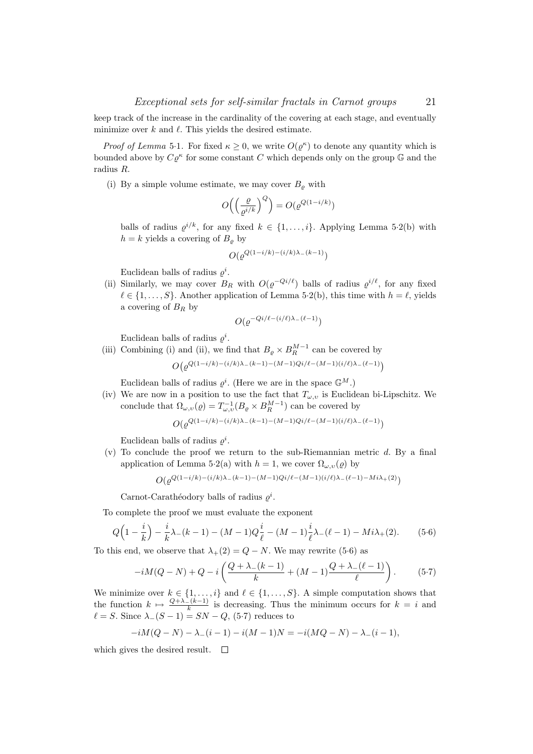keep track of the increase in the cardinality of the covering at each stage, and eventually minimize over $k$ and $\ell$. This yields the desired estimate.

*Proof of Lemma* 5·1. For fixed $\kappa \geq 0$, we write $O(\varrho^\kappa)$ to denote any quantity which is bounded above by $C\varrho^\kappa$ for some constant $C$ which depends only on the group $\mathbb{G}$ and the radius $R$.

(i) By a simple volume estimate, we may cover $B_\varrho$ with

$$O\Big(\Big(\frac{\varrho}{\varrho^{i/k}}\Big)^Q\Big) = O(\varrho^{Q(1-i/k)})$$

balls of radius $\varrho^{i/k}$, for any fixed $k \in \{1, \ldots, i\}$. Applying Lemma 5·2(b) with $h = k$ yields a covering of $B_\varrho$ by

$$O(\varrho^{Q(1-i/k)-(i/k)\lambda_-(k-1)})$$

Euclidean balls of radius $\varrho^i$.

(ii) Similarly, we may cover $B_R$ with $O(\varrho^{-Qi/\ell})$ balls of radius $\varrho^{i/\ell}$, for any fixed $\ell \in \{1, \ldots, S\}$. Another application of Lemma 5·2(b), this time with $h = \ell$, yields a covering of $B_R$ by

$$O(\varrho^{-Qi/\ell-(i/\ell)\lambda_-(\ell-1)})$$

Euclidean balls of radius $\varrho^i$.

(iii) Combining (i) and (ii), we find that $B_\varrho \times B_R^{M-1}$ can be covered by

$$O\big(\varrho^{Q(1-i/k)-(i/k)\lambda_-(k-1)-(M-1)Qi/\ell-(M-1)(i/\ell)\lambda_-(\ell-1)}\big)$$

Euclidean balls of radius $\varrho^i$. (Here we are in the space $\mathbb{G}^M$.)

(iv) We are now in a position to use the fact that $T_{\omega,\upsilon}$ is Euclidean bi-Lipschitz. We conclude that $\Omega_{\omega,\upsilon}(\varrho) = T^{-1}_{\omega,\upsilon}(B_\varrho \times B_R^{M-1})$ can be covered by

$$O(\varrho^{Q(1-i/k)-(i/k)\lambda_-(k-1)-(M-1)Qi/\ell-(M-1)(i/\ell)\lambda_-(\ell-1)})$$

Euclidean balls of radius $\varrho^i$.

(v) To conclude the proof we return to the sub-Riemannian metric $d$. By a final application of Lemma 5·2(a) with $h = 1$, we cover $\Omega_{\omega,\upsilon}(\varrho)$ by

$$O(\varrho^{Q(1-i/k)-(i/k)\lambda_-(k-1)-(M-1)Qi/\ell-(M-1)(i/\ell)\lambda_-(\ell-1)-Mi\lambda_+(2)})$$

Carnot-Carathéodory balls of radius $\varrho^i$.

To complete the proof we must evaluate the exponent

$$Q\Big(1 - \frac{i}{k}\Big) - \frac{i}{k}\lambda_-(k-1) - (M-1)Q\frac{i}{\ell} - (M-1)\frac{i}{\ell}\lambda_-(\ell-1) - Mi\lambda_+(2). \qquad (5·6)$$

To this end, we observe that $\lambda_+(2) = Q - N$. We may rewrite (5·6) as

$$-iM(Q-N) + Q - i\left(\frac{Q+\lambda_-(k-1)}{k} + (M-1)\frac{Q+\lambda_-(\ell-1)}{\ell}\right). \qquad (5·7)$$

We minimize over $k \in \{1, \ldots, i\}$ and $\ell \in \{1, \ldots, S\}$. A simple computation shows that the function $k \mapsto \frac{Q+\lambda_-(k-1)}{k}$ is decreasing. Thus the minimum occurs for $k = i$ and $\ell = S$. Since $\lambda_-(S-1) = SN - Q$, (5·7) reduces to

$$-iM(Q-N) - \lambda_-(i-1) - i(M-1)N = -i(MQ-N) - \lambda_-(i-1),$$

which gives the desired result. $\square$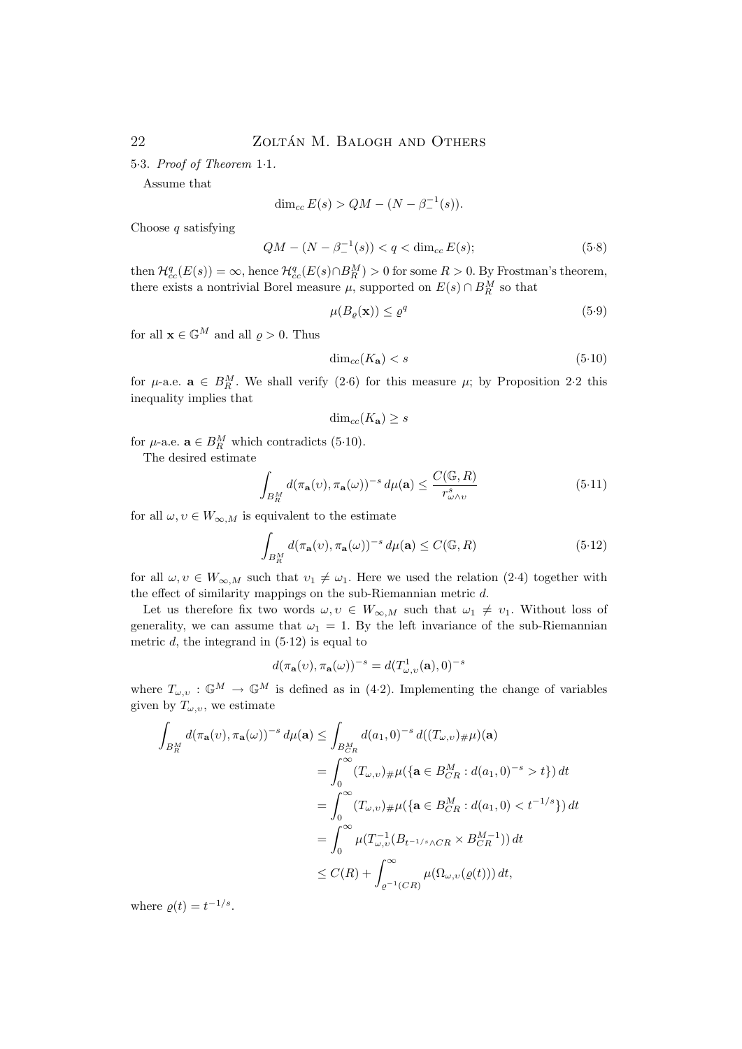5·3. *Proof of Theorem* 1·1.

Assume that

$$\dim_{cc} E(s) > QM - (N - \beta_-^{-1}(s)).$$

Choose $q$ satisfying

$$QM - (N - \beta_-^{-1}(s)) < q < \dim_{cc} E(s); \tag{5·8}$$

then $\mathcal{H}^q_{cc}(E(s)) = \infty$, hence $\mathcal{H}^q_{cc}(E(s) \cap B^M_R) > 0$ for some $R > 0$. By Frostman's theorem, there exists a nontrivial Borel measure $\mu$, supported on $E(s) \cap B^M_R$ so that

$$\mu(B_\varrho(\mathbf{x})) \le \varrho^q \tag{5·9}$$

for all $\mathbf{x} \in \mathbb{G}^M$ and all $\varrho > 0$. Thus

$$\dim_{cc}(K_{\mathbf{a}}) < s \tag{5·10}$$

for $\mu$-a.e. $\mathbf{a} \in B^M_R$. We shall verify (2·6) for this measure $\mu$; by Proposition 2·2 this inequality implies that

$$\dim_{cc}(K_{\mathbf{a}}) \ge s$$

for $\mu$-a.e. $\mathbf{a} \in B^M_R$ which contradicts (5·10).

The desired estimate

$$\int_{B^M_R} d(\pi_{\mathbf{a}}(\upsilon), \pi_{\mathbf{a}}(\omega))^{-s}\, d\mu(\mathbf{a}) \le \frac{C(\mathbb{G}, R)}{r^s_{\omega\wedge\upsilon}} \tag{5·11}$$

for all $\omega, \upsilon \in W_{\infty,M}$ is equivalent to the estimate

$$\int_{B^M_R} d(\pi_{\mathbf{a}}(\upsilon), \pi_{\mathbf{a}}(\omega))^{-s}\, d\mu(\mathbf{a}) \le C(\mathbb{G}, R) \tag{5·12}$$

for all $\omega, \upsilon \in W_{\infty,M}$ such that $\upsilon_1 \ne \omega_1$. Here we used the relation (2·4) together with the effect of similarity mappings on the sub-Riemannian metric $d$.

Let us therefore fix two words $\omega, \upsilon \in W_{\infty,M}$ such that $\omega_1 \ne \upsilon_1$. Without loss of generality, we can assume that $\omega_1 = 1$. By the left invariance of the sub-Riemannian metric $d$, the integrand in (5·12) is equal to

$$d(\pi_{\mathbf{a}}(\upsilon), \pi_{\mathbf{a}}(\omega))^{-s} = d(T^1_{\omega,\upsilon}(\mathbf{a}), 0)^{-s}$$

where $T_{\omega,\upsilon} : \mathbb{G}^M \to \mathbb{G}^M$ is defined as in (4·2). Implementing the change of variables given by $T_{\omega,\upsilon}$, we estimate

$$\begin{aligned}
\int_{B^M_R} d(\pi_{\mathbf{a}}(\upsilon), \pi_{\mathbf{a}}(\omega))^{-s}\, d\mu(\mathbf{a}) &\le \int_{B^M_{CR}} d(a_1, 0)^{-s}\, d((T_{\omega,\upsilon})_\# \mu)(\mathbf{a}) \\
&= \int_0^\infty (T_{\omega,\upsilon})_\# \mu(\{\mathbf{a} \in B^M_{CR} : d(a_1, 0)^{-s} > t\})\, dt \\
&= \int_0^\infty (T_{\omega,\upsilon})_\# \mu(\{\mathbf{a} \in B^M_{CR} : d(a_1, 0) < t^{-1/s}\})\, dt \\
&= \int_0^\infty \mu(T^{-1}_{\omega,\upsilon}(B_{t^{-1/s} \wedge CR} \times B^{M-1}_{CR}))\, dt \\
&\le C(R) + \int_{\varrho^{-1}(CR)}^\infty \mu(\Omega_{\omega,\upsilon}(\varrho(t)))\, dt,
\end{aligned}$$

where $\varrho(t) = t^{-1/s}$.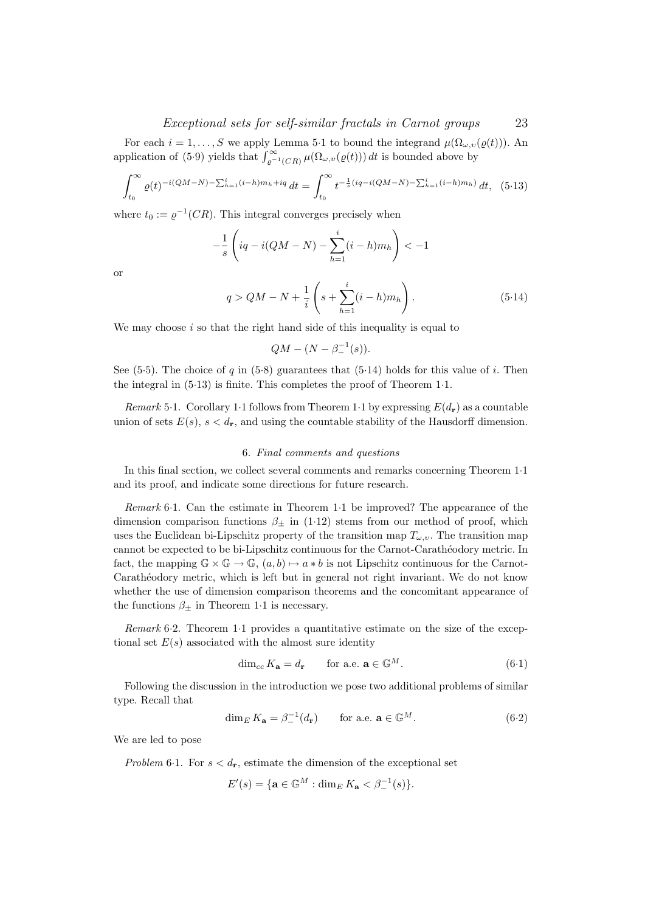For each $i = 1, \ldots, S$ we apply Lemma 5·1 to bound the integrand $\mu(\Omega_{\omega,\upsilon}(\varrho(t)))$. An application of (5·9) yields that $\int_{\varrho^{-1}(CR)}^{\infty} \mu(\Omega_{\omega,\upsilon}(\varrho(t)))\, dt$ is bounded above by

$$\int_{t_0}^{\infty} \varrho(t)^{-i(QM-N)-\sum_{h=1}^{i}(i-h)m_h+iq}\, dt = \int_{t_0}^{\infty} t^{-\frac{1}{s}(iq-i(QM-N)-\sum_{h=1}^{i}(i-h)m_h)}\, dt, \quad (5·13)$$

where $t_0 := \varrho^{-1}(CR)$. This integral converges precisely when

$$-\frac{1}{s}\left(iq - i(QM-N) - \sum_{h=1}^{i}(i-h)m_h\right) < -1$$

or

$$q > QM - N + \frac{1}{i}\left(s + \sum_{h=1}^{i}(i-h)m_h\right). \quad (5·14)$$

We may choose $i$ so that the right hand side of this inequality is equal to

$$QM - (N - \beta_-^{-1}(s)).$$

See (5·5). The choice of $q$ in (5·8) guarantees that (5·14) holds for this value of $i$. Then the integral in (5·13) is finite. This completes the proof of Theorem 1·1.

*Remark* 5·1. Corollary 1·1 follows from Theorem 1·1 by expressing $E(d_{\mathbf{r}})$ as a countable union of sets $E(s)$, $s < d_{\mathbf{r}}$, and using the countable stability of the Hausdorff dimension.

## 6. *Final comments and questions*

In this final section, we collect several comments and remarks concerning Theorem 1·1 and its proof, and indicate some directions for future research.

*Remark* 6·1. Can the estimate in Theorem 1·1 be improved? The appearance of the dimension comparison functions $\beta_\pm$ in (1·12) stems from our method of proof, which uses the Euclidean bi-Lipschitz property of the transition map $T_{\omega,\upsilon}$. The transition map cannot be expected to be bi-Lipschitz continuous for the Carnot-Carathéodory metric. In fact, the mapping $\mathbb{G} \times \mathbb{G} \to \mathbb{G}$, $(a, b) \mapsto a * b$ is not Lipschitz continuous for the Carnot-Carathéodory metric, which is left but in general not right invariant. We do not know whether the use of dimension comparison theorems and the concomitant appearance of the functions $\beta_\pm$ in Theorem 1·1 is necessary.

*Remark* 6·2. Theorem 1·1 provides a quantitative estimate on the size of the exceptional set $E(s)$ associated with the almost sure identity

$$\dim_{cc} K_{\mathbf{a}} = d_{\mathbf{r}} \qquad \text{for a.e. } \mathbf{a} \in \mathbb{G}^M. \quad (6·1)$$

Following the discussion in the introduction we pose two additional problems of similar type. Recall that

$$\dim_E K_{\mathbf{a}} = \beta_-^{-1}(d_{\mathbf{r}}) \qquad \text{for a.e. } \mathbf{a} \in \mathbb{G}^M. \quad (6·2)$$

We are led to pose

*Problem* 6·1. For $s < d_{\mathbf{r}}$, estimate the dimension of the exceptional set

$$E'(s) = \{\mathbf{a} \in \mathbb{G}^M : \dim_E K_{\mathbf{a}} < \beta_-^{-1}(s)\}.$$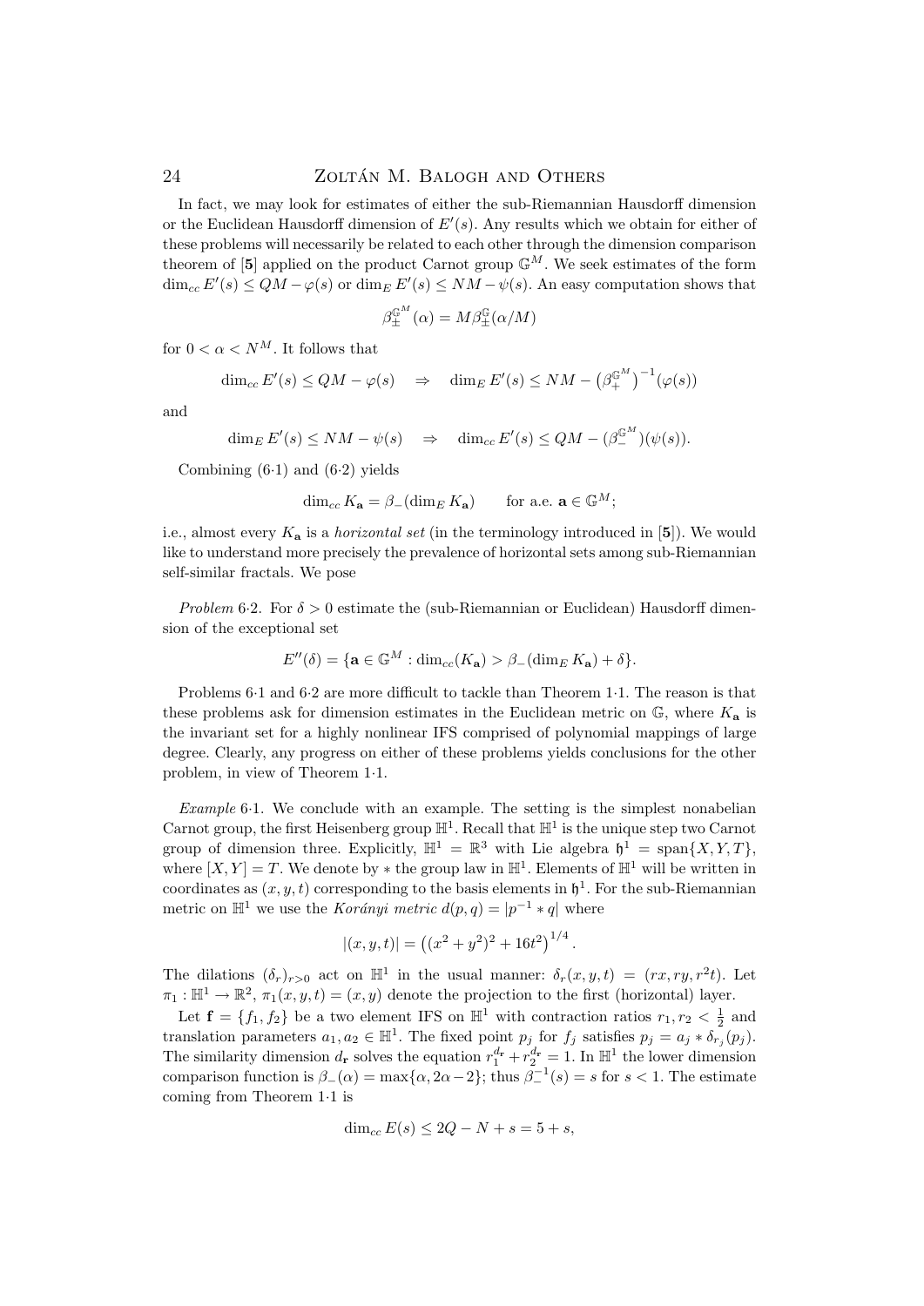In fact, we may look for estimates of either the sub-Riemannian Hausdorff dimension or the Euclidean Hausdorff dimension of $E'(s)$. Any results which we obtain for either of these problems will necessarily be related to each other through the dimension comparison theorem of [**5**] applied on the product Carnot group $\mathbb{G}^M$. We seek estimates of the form $\dim_{cc} E'(s) \le QM - \varphi(s)$ or $\dim_E E'(s) \le NM - \psi(s)$. An easy computation shows that

$$\beta_{\pm}^{\mathbb{G}^M}(\alpha) = M\beta_{\pm}^{\mathbb{G}}(\alpha/M)$$

for $0 < \alpha < N^M$. It follows that

$$\dim_{cc} E'(s) \le QM - \varphi(s) \quad \Rightarrow \quad \dim_E E'(s) \le NM - \left(\beta_+^{\mathbb{G}^M}\right)^{-1}(\varphi(s))$$

and

$$\dim_E E'(s) \le NM - \psi(s) \quad \Rightarrow \quad \dim_{cc} E'(s) \le QM - (\beta_-^{\mathbb{G}^M})(\psi(s)).$$

Combining (6·1) and (6·2) yields

$$\dim_{cc} K_{\mathbf{a}} = \beta_-(\dim_E K_{\mathbf{a}}) \qquad \text{for a.e. } \mathbf{a} \in \mathbb{G}^M;$$

i.e., almost every $K_{\mathbf{a}}$ is a *horizontal set* (in the terminology introduced in [**5**]). We would like to understand more precisely the prevalence of horizontal sets among sub-Riemannian self-similar fractals. We pose

*Problem* 6·2. For $\delta > 0$ estimate the (sub-Riemannian or Euclidean) Hausdorff dimension of the exceptional set

$$E''(\delta) = \{\mathbf{a} \in \mathbb{G}^M : \dim_{cc}(K_{\mathbf{a}}) > \beta_-(\dim_E K_{\mathbf{a}}) + \delta\}.$$

Problems 6·1 and 6·2 are more difficult to tackle than Theorem 1·1. The reason is that these problems ask for dimension estimates in the Euclidean metric on $\mathbb{G}$, where $K_{\mathbf{a}}$ is the invariant set for a highly nonlinear IFS comprised of polynomial mappings of large degree. Clearly, any progress on either of these problems yields conclusions for the other problem, in view of Theorem 1·1.

*Example* 6·1. We conclude with an example. The setting is the simplest nonabelian Carnot group, the first Heisenberg group $\mathbb{H}^1$. Recall that $\mathbb{H}^1$ is the unique step two Carnot group of dimension three. Explicitly, $\mathbb{H}^1 = \mathbb{R}^3$ with Lie algebra $\mathfrak{h}^1 = \operatorname{span}\{X, Y, T\}$, where $[X, Y] = T$. We denote by $*$ the group law in $\mathbb{H}^1$. Elements of $\mathbb{H}^1$ will be written in coordinates as $(x, y, t)$ corresponding to the basis elements in $\mathfrak{h}^1$. For the sub-Riemannian metric on $\mathbb{H}^1$ we use the *Korányi metric* $d(p, q) = |p^{-1} * q|$ where

$$|(x, y, t)| = \left((x^2 + y^2)^2 + 16t^2\right)^{1/4}.$$

The dilations $(\delta_r)_{r>0}$ act on $\mathbb{H}^1$ in the usual manner: $\delta_r(x, y, t) = (rx, ry, r^2 t)$. Let $\pi_1 : \mathbb{H}^1 \to \mathbb{R}^2$, $\pi_1(x, y, t) = (x, y)$ denote the projection to the first (horizontal) layer.

Let $\mathbf{f} = \{f_1, f_2\}$ be a two element IFS on $\mathbb{H}^1$ with contraction ratios $r_1, r_2 < \frac{1}{2}$ and translation parameters $a_1, a_2 \in \mathbb{H}^1$. The fixed point $p_j$ for $f_j$ satisfies $p_j = a_j * \delta_{r_j}(p_j)$. The similarity dimension $d_{\mathbf{r}}$ solves the equation $r_1^{d_{\mathbf{r}}} + r_2^{d_{\mathbf{r}}} = 1$. In $\mathbb{H}^1$ the lower dimension comparison function is $\beta_-(\alpha) = \max\{\alpha, 2\alpha - 2\}$; thus $\beta_-^{-1}(s) = s$ for $s < 1$. The estimate coming from Theorem 1·1 is

$$\dim_{cc} E(s) \le 2Q - N + s = 5 + s,$$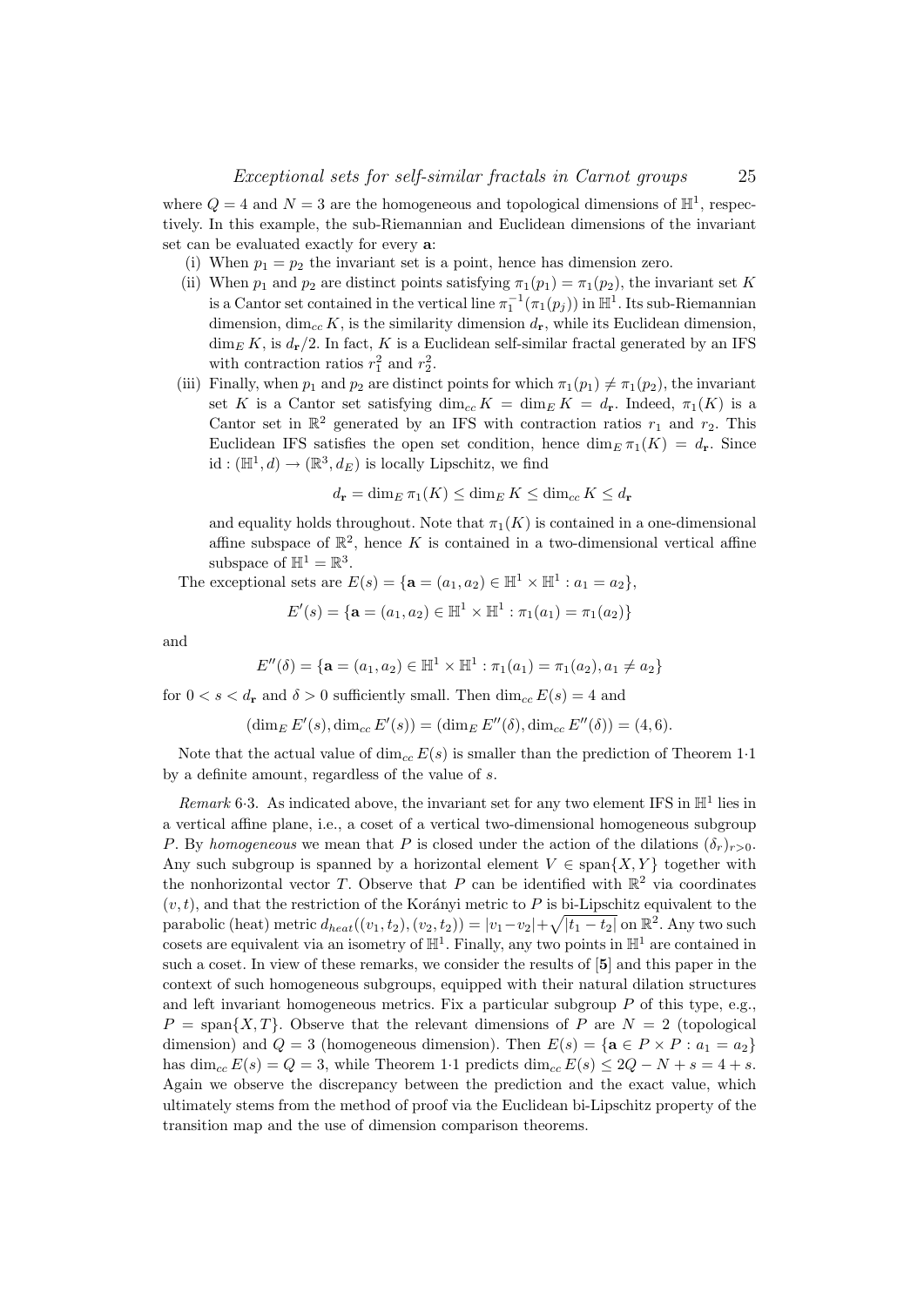where $Q = 4$ and $N = 3$ are the homogeneous and topological dimensions of $\mathbb{H}^1$, respectively. In this example, the sub-Riemannian and Euclidean dimensions of the invariant set can be evaluated exactly for every $\mathbf{a}$:

(i) When $p_1 = p_2$ the invariant set is a point, hence has dimension zero.

(ii) When $p_1$ and $p_2$ are distinct points satisfying $\pi_1(p_1) = \pi_1(p_2)$, the invariant set $K$ is a Cantor set contained in the vertical line $\pi_1^{-1}(\pi_1(p_j))$ in $\mathbb{H}^1$. Its sub-Riemannian dimension, $\dim_{cc} K$, is the similarity dimension $d_{\mathbf{r}}$, while its Euclidean dimension, $\dim_E K$, is $d_{\mathbf{r}}/2$. In fact, $K$ is a Euclidean self-similar fractal generated by an IFS with contraction ratios $r_1^2$ and $r_2^2$.

(iii) Finally, when $p_1$ and $p_2$ are distinct points for which $\pi_1(p_1) \neq \pi_1(p_2)$, the invariant set $K$ is a Cantor set satisfying $\dim_{cc} K = \dim_E K = d_{\mathbf{r}}$. Indeed, $\pi_1(K)$ is a Cantor set in $\mathbb{R}^2$ generated by an IFS with contraction ratios $r_1$ and $r_2$. This Euclidean IFS satisfies the open set condition, hence $\dim_E \pi_1(K) = d_{\mathbf{r}}$. Since $\mathrm{id} : (\mathbb{H}^1, d) \to (\mathbb{R}^3, d_E)$ is locally Lipschitz, we find

$$d_{\mathbf{r}} = \dim_E \pi_1(K) \leq \dim_E K \leq \dim_{cc} K \leq d_{\mathbf{r}}$$

and equality holds throughout. Note that $\pi_1(K)$ is contained in a one-dimensional affine subspace of $\mathbb{R}^2$, hence $K$ is contained in a two-dimensional vertical affine subspace of $\mathbb{H}^1 = \mathbb{R}^3$.

The exceptional sets are $E(s) = \{\mathbf{a} = (a_1, a_2) \in \mathbb{H}^1 \times \mathbb{H}^1 : a_1 = a_2\}$,

$$E'(s) = \{\mathbf{a} = (a_1, a_2) \in \mathbb{H}^1 \times \mathbb{H}^1 : \pi_1(a_1) = \pi_1(a_2)\}$$

and

$$E''(\delta) = \{\mathbf{a} = (a_1, a_2) \in \mathbb{H}^1 \times \mathbb{H}^1 : \pi_1(a_1) = \pi_1(a_2), a_1 \neq a_2\}$$

for $0 < s < d_{\mathbf{r}}$ and $\delta > 0$ sufficiently small. Then $\dim_{cc} E(s) = 4$ and

$$(\dim_E E'(s), \dim_{cc} E'(s)) = (\dim_E E''(\delta), \dim_{cc} E''(\delta)) = (4, 6).$$

Note that the actual value of $\dim_{cc} E(s)$ is smaller than the prediction of Theorem 1·1 by a definite amount, regardless of the value of $s$.

*Remark* 6·3. As indicated above, the invariant set for any two element IFS in $\mathbb{H}^1$ lies in a vertical affine plane, i.e., a coset of a vertical two-dimensional homogeneous subgroup $P$. By *homogeneous* we mean that $P$ is closed under the action of the dilations $(\delta_r)_{r>0}$. Any such subgroup is spanned by a horizontal element $V \in \mathrm{span}\{X, Y\}$ together with the nonhorizontal vector $T$. Observe that $P$ can be identified with $\mathbb{R}^2$ via coordinates $(v, t)$, and that the restriction of the Korányi metric to $P$ is bi-Lipschitz equivalent to the parabolic (heat) metric $d_{heat}((v_1, t_2), (v_2, t_2)) = |v_1 - v_2| + \sqrt{|t_1 - t_2|}$ on $\mathbb{R}^2$. Any two such cosets are equivalent via an isometry of $\mathbb{H}^1$. Finally, any two points in $\mathbb{H}^1$ are contained in such a coset. In view of these remarks, we consider the results of [**5**] and this paper in the context of such homogeneous subgroups, equipped with their natural dilation structures and left invariant homogeneous metrics. Fix a particular subgroup $P$ of this type, e.g., $P = \mathrm{span}\{X, T\}$. Observe that the relevant dimensions of $P$ are $N = 2$ (topological dimension) and $Q = 3$ (homogeneous dimension). Then $E(s) = \{\mathbf{a} \in P \times P : a_1 = a_2\}$ has $\dim_{cc} E(s) = Q = 3$, while Theorem 1·1 predicts $\dim_{cc} E(s) \leq 2Q - N + s = 4 + s$. Again we observe the discrepancy between the prediction and the exact value, which ultimately stems from the method of proof via the Euclidean bi-Lipschitz property of the transition map and the use of dimension comparison theorems.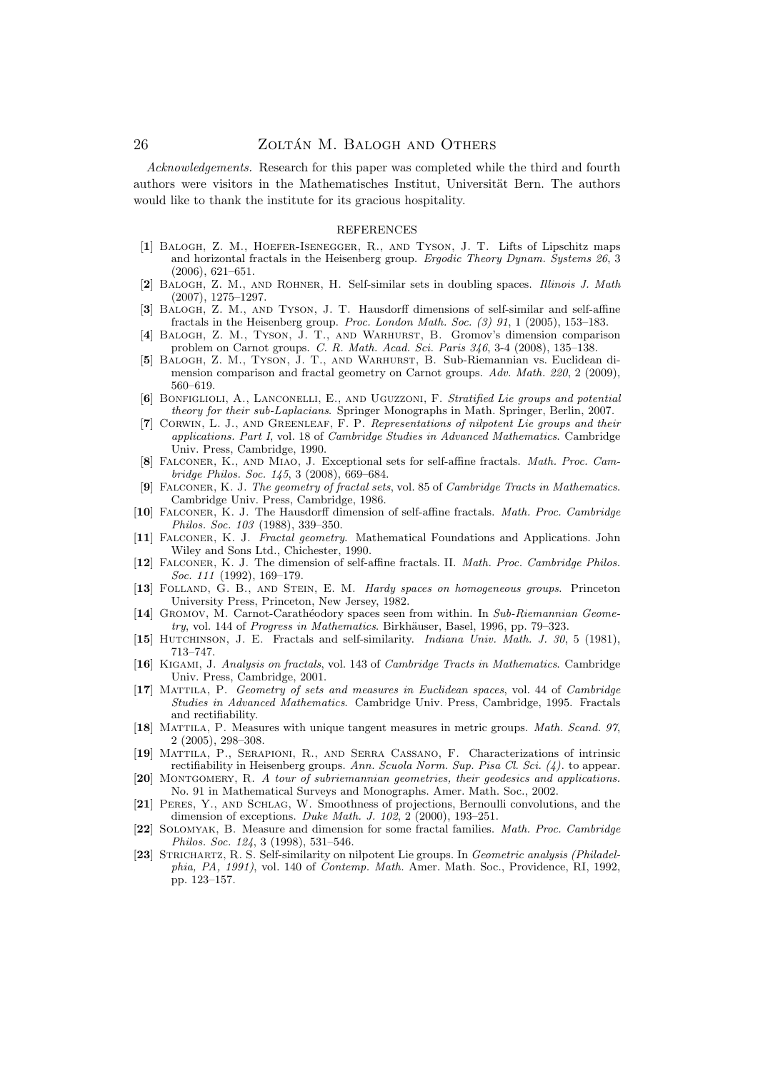*Acknowledgements.* Research for this paper was completed while the third and fourth authors were visitors in the Mathematisches Institut, Universität Bern. The authors would like to thank the institute for its gracious hospitality.

## REFERENCES

[**1**] Balogh, Z. M., Hoefer-Isenegger, R., and Tyson, J. T. Lifts of Lipschitz maps and horizontal fractals in the Heisenberg group. *Ergodic Theory Dynam. Systems 26*, 3 (2006), 621–651.

[**2**] Balogh, Z. M., and Rohner, H. Self-similar sets in doubling spaces. *Illinois J. Math* (2007), 1275–1297.

[**3**] Balogh, Z. M., and Tyson, J. T. Hausdorff dimensions of self-similar and self-affine fractals in the Heisenberg group. *Proc. London Math. Soc. (3) 91*, 1 (2005), 153–183.

[**4**] Balogh, Z. M., Tyson, J. T., and Warhurst, B. Gromov's dimension comparison problem on Carnot groups. *C. R. Math. Acad. Sci. Paris 346*, 3-4 (2008), 135–138.

[**5**] Balogh, Z. M., Tyson, J. T., and Warhurst, B. Sub-Riemannian vs. Euclidean dimension comparison and fractal geometry on Carnot groups. *Adv. Math. 220*, 2 (2009), 560–619.

[**6**] Bonfiglioli, A., Lanconelli, E., and Uguzzoni, F. *Stratified Lie groups and potential theory for their sub-Laplacians*. Springer Monographs in Math. Springer, Berlin, 2007.

[**7**] Corwin, L. J., and Greenleaf, F. P. *Representations of nilpotent Lie groups and their applications. Part I*, vol. 18 of *Cambridge Studies in Advanced Mathematics*. Cambridge Univ. Press, Cambridge, 1990.

[**8**] Falconer, K., and Miao, J. Exceptional sets for self-affine fractals. *Math. Proc. Cambridge Philos. Soc. 145*, 3 (2008), 669–684.

[**9**] Falconer, K. J. *The geometry of fractal sets*, vol. 85 of *Cambridge Tracts in Mathematics*. Cambridge Univ. Press, Cambridge, 1986.

[**10**] Falconer, K. J. The Hausdorff dimension of self-affine fractals. *Math. Proc. Cambridge Philos. Soc. 103* (1988), 339–350.

[**11**] Falconer, K. J. *Fractal geometry*. Mathematical Foundations and Applications. John Wiley and Sons Ltd., Chichester, 1990.

[**12**] Falconer, K. J. The dimension of self-affine fractals. II. *Math. Proc. Cambridge Philos. Soc. 111* (1992), 169–179.

[**13**] Folland, G. B., and Stein, E. M. *Hardy spaces on homogeneous groups*. Princeton University Press, Princeton, New Jersey, 1982.

[**14**] Gromov, M. Carnot-Carathéodory spaces seen from within. In *Sub-Riemannian Geometry*, vol. 144 of *Progress in Mathematics*. Birkhäuser, Basel, 1996, pp. 79–323.

[**15**] Hutchinson, J. E. Fractals and self-similarity. *Indiana Univ. Math. J. 30*, 5 (1981), 713–747.

[**16**] Kigami, J. *Analysis on fractals*, vol. 143 of *Cambridge Tracts in Mathematics*. Cambridge Univ. Press, Cambridge, 2001.

[**17**] Mattila, P. *Geometry of sets and measures in Euclidean spaces*, vol. 44 of *Cambridge Studies in Advanced Mathematics*. Cambridge Univ. Press, Cambridge, 1995. Fractals and rectifiability.

[**18**] Mattila, P. Measures with unique tangent measures in metric groups. *Math. Scand. 97*, 2 (2005), 298–308.

[**19**] Mattila, P., Serapioni, R., and Serra Cassano, F. Characterizations of intrinsic rectifiability in Heisenberg groups. *Ann. Scuola Norm. Sup. Pisa Cl. Sci. (4)*. to appear.

[**20**] Montgomery, R. *A tour of subriemannian geometries, their geodesics and applications*. No. 91 in Mathematical Surveys and Monographs. Amer. Math. Soc., 2002.

[**21**] Peres, Y., and Schlag, W. Smoothness of projections, Bernoulli convolutions, and the dimension of exceptions. *Duke Math. J. 102*, 2 (2000), 193–251.

[**22**] Solomyak, B. Measure and dimension for some fractal families. *Math. Proc. Cambridge Philos. Soc. 124*, 3 (1998), 531–546.

[**23**] Strichartz, R. S. Self-similarity on nilpotent Lie groups. In *Geometric analysis (Philadelphia, PA, 1991)*, vol. 140 of *Contemp. Math.* Amer. Math. Soc., Providence, RI, 1992, pp. 123–157.